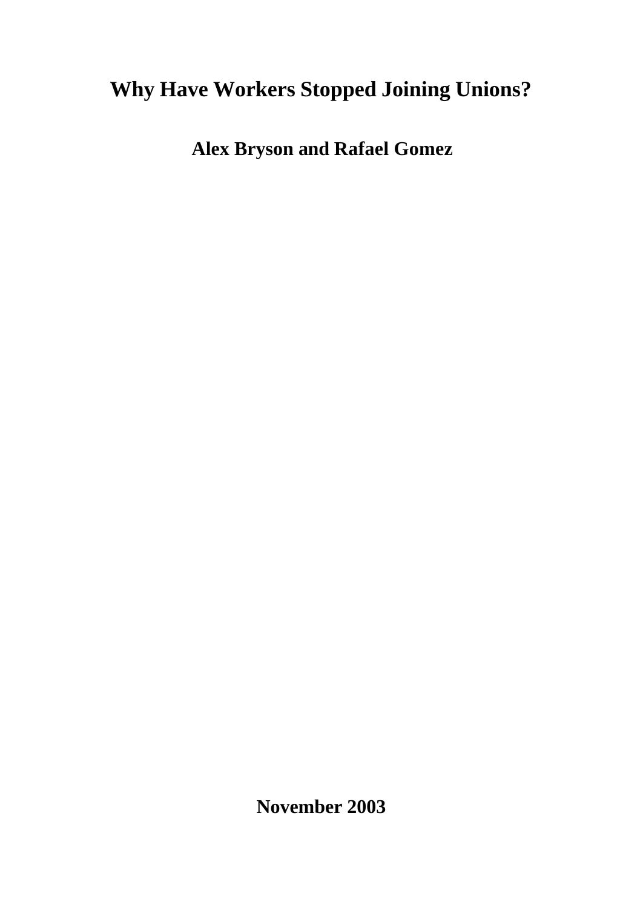# Why Have Workers Stopped Joining Unions?

**Alex Bryson and Rafael Gomez**

**November 2003**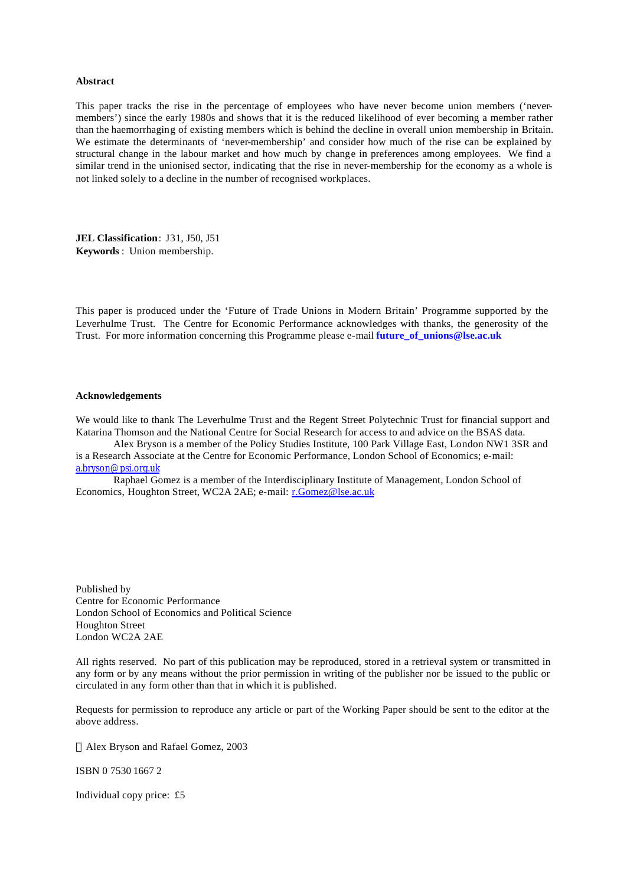**Abstract**

This paper tracks the rise in the percentage of employees who have never become union members ('never-members') since the early 1980s and shows that it is the reduced likelihood of ever becoming a member rather than the haemorrhaging of existing members which is behind the decline in overall union membership in Britain. We estimate the determinants of 'never-membership' and consider how much of the rise can be explained by structural change in the labour market and how much by change in preferences among employees. We find a similar trend in the unionised sector, indicating that the rise in never-membership for the economy as a whole is not linked solely to a decline in the number of recognised workplaces.

**JEL Classification**: J31, J50, J51
**Keywords** : Union membership.

This paper is produced under the 'Future of Trade Unions in Modern Britain' Programme supported by the Leverhulme Trust. The Centre for Economic Performance acknowledges with thanks, the generosity of the Trust. For more information concerning this Programme please e-mail **future_of_unions@lse.ac.uk**

**Acknowledgements**

We would like to thank The Leverhulme Trust and the Regent Street Polytechnic Trust for financial support and Katarina Thomson and the National Centre for Social Research for access to and advice on the BSAS data.

Alex Bryson is a member of the Policy Studies Institute, 100 Park Village East, London NW1 3SR and is a Research Associate at the Centre for Economic Performance, London School of Economics; e-mail: a.bryson@psi.org.uk

Raphael Gomez is a member of the Interdisciplinary Institute of Management, London School of Economics, Houghton Street, WC2A 2AE; e-mail: r.Gomez@lse.ac.uk

Published by
Centre for Economic Performance
London School of Economics and Political Science
Houghton Street
London WC2A 2AE

All rights reserved. No part of this publication may be reproduced, stored in a retrieval system or transmitted in any form or by any means without the prior permission in writing of the publisher nor be issued to the public or circulated in any form other than that in which it is published.

Requests for permission to reproduce any article or part of the Working Paper should be sent to the editor at the above address.

© Alex Bryson and Rafael Gomez, 2003

ISBN 0 7530 1667 2

Individual copy price: £5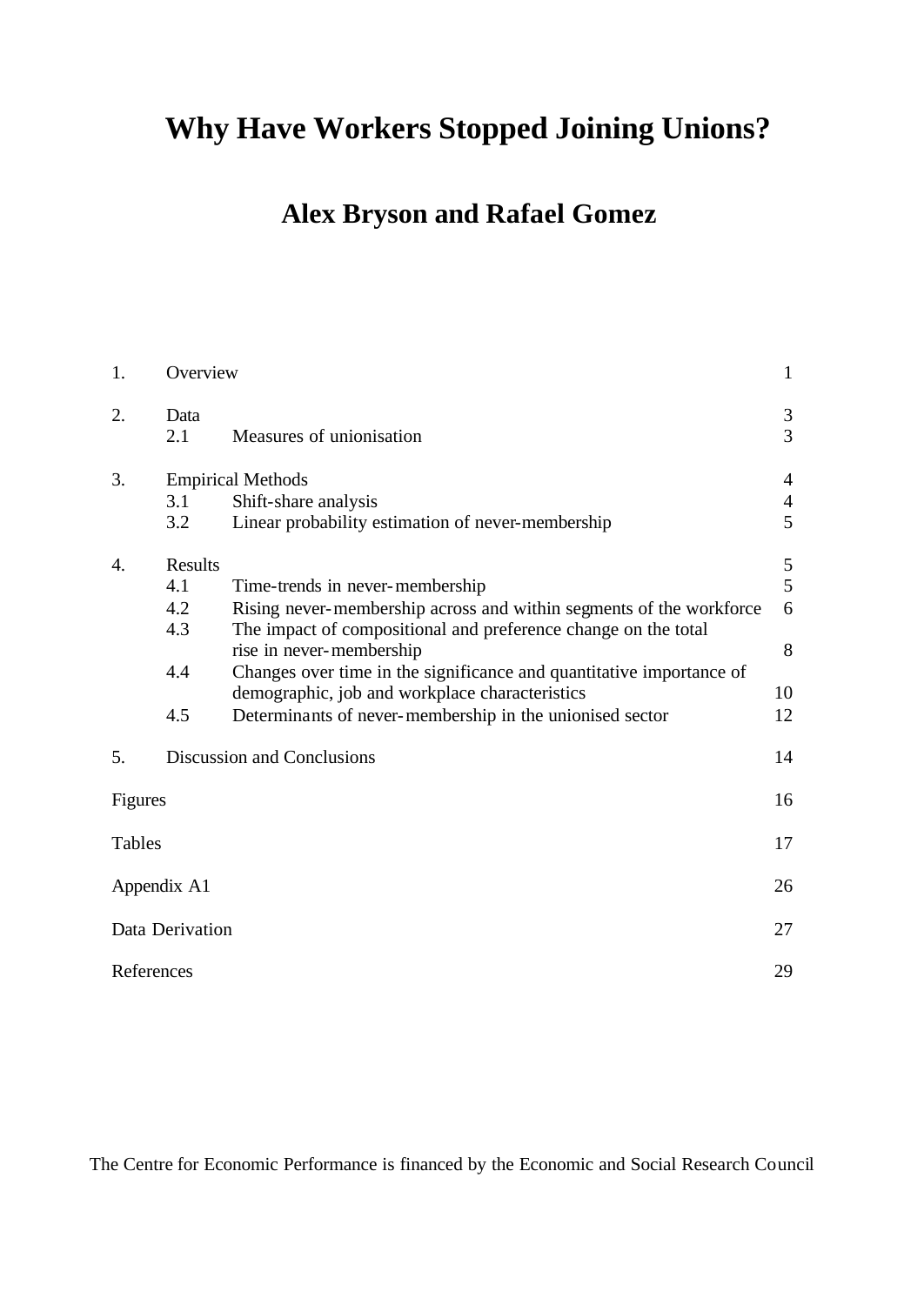# Why Have Workers Stopped Joining Unions?

## Alex Bryson and Rafael Gomez

| | | | |
|---|---|---|---|
| 1. | Overview | | 1 |
| 2. | Data | | 3 |
| | 2.1 | Measures of unionisation | 3 |
| 3. | Empirical Methods | | 4 |
| | 3.1 | Shift-share analysis | 4 |
| | 3.2 | Linear probability estimation of never-membership | 5 |
| 4. | Results | | 5 |
| | 4.1 | Time-trends in never-membership | 5 |
| | 4.2 | Rising never-membership across and within segments of the workforce | 6 |
| | 4.3 | The impact of compositional and preference change on the total rise in never-membership | 8 |
| | 4.4 | Changes over time in the significance and quantitative importance of demographic, job and workplace characteristics | 10 |
| | 4.5 | Determinants of never-membership in the unionised sector | 12 |
| 5. | Discussion and Conclusions | | 14 |
| Figures | | | 16 |
| Tables | | | 17 |
| Appendix A1 | | | 26 |
| Data Derivation | | | 27 |
| References | | | 29 |

The Centre for Economic Performance is financed by the Economic and Social Research Council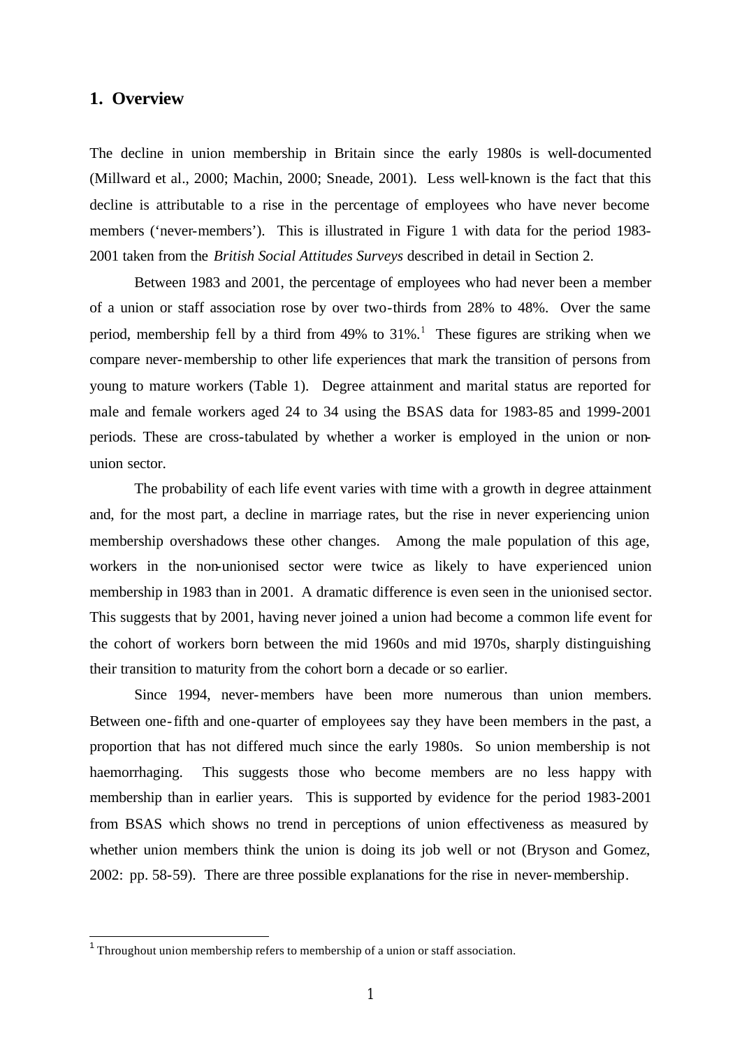## 1. Overview

The decline in union membership in Britain since the early 1980s is well-documented (Millward et al., 2000; Machin, 2000; Sneade, 2001). Less well-known is the fact that this decline is attributable to a rise in the percentage of employees who have never become members ('never-members'). This is illustrated in Figure 1 with data for the period 1983-2001 taken from the *British Social Attitudes Surveys* described in detail in Section 2.

Between 1983 and 2001, the percentage of employees who had never been a member of a union or staff association rose by over two-thirds from 28% to 48%. Over the same period, membership fell by a third from 49% to 31%.[1] These figures are striking when we compare never-membership to other life experiences that mark the transition of persons from young to mature workers (Table 1). Degree attainment and marital status are reported for male and female workers aged 24 to 34 using the BSAS data for 1983-85 and 1999-2001 periods. These are cross-tabulated by whether a worker is employed in the union or non-union sector.

The probability of each life event varies with time with a growth in degree attainment and, for the most part, a decline in marriage rates, but the rise in never experiencing union membership overshadows these other changes. Among the male population of this age, workers in the non-unionised sector were twice as likely to have experienced union membership in 1983 than in 2001. A dramatic difference is even seen in the unionised sector. This suggests that by 2001, having never joined a union had become a common life event for the cohort of workers born between the mid 1960s and mid 1970s, sharply distinguishing their transition to maturity from the cohort born a decade or so earlier.

Since 1994, never-members have been more numerous than union members. Between one-fifth and one-quarter of employees say they have been members in the past, a proportion that has not differed much since the early 1980s. So union membership is not haemorrhaging. This suggests those who become members are no less happy with membership than in earlier years. This is supported by evidence for the period 1983-2001 from BSAS which shows no trend in perceptions of union effectiveness as measured by whether union members think the union is doing its job well or not (Bryson and Gomez, 2002: pp. 58-59). There are three possible explanations for the rise in never-membership.

[1] Throughout union membership refers to membership of a union or staff association.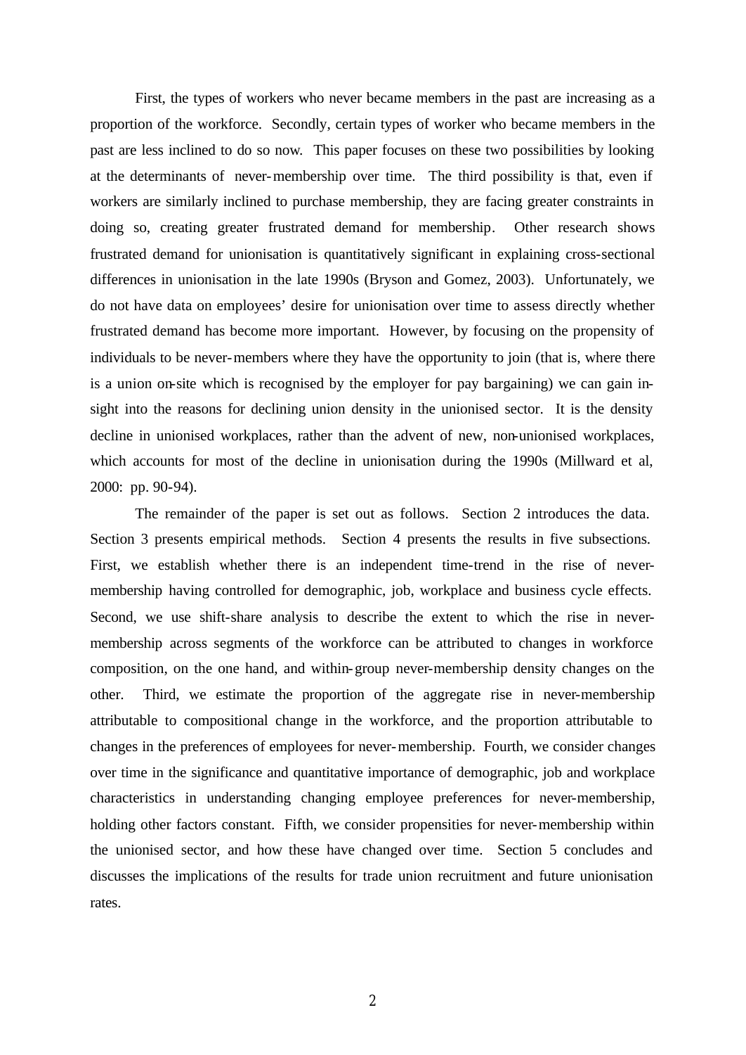First, the types of workers who never became members in the past are increasing as a proportion of the workforce. Secondly, certain types of worker who became members in the past are less inclined to do so now. This paper focuses on these two possibilities by looking at the determinants of never-membership over time. The third possibility is that, even if workers are similarly inclined to purchase membership, they are facing greater constraints in doing so, creating greater frustrated demand for membership. Other research shows frustrated demand for unionisation is quantitatively significant in explaining cross-sectional differences in unionisation in the late 1990s (Bryson and Gomez, 2003). Unfortunately, we do not have data on employees' desire for unionisation over time to assess directly whether frustrated demand has become more important. However, by focusing on the propensity of individuals to be never-members where they have the opportunity to join (that is, where there is a union on-site which is recognised by the employer for pay bargaining) we can gain insight into the reasons for declining union density in the unionised sector. It is the density decline in unionised workplaces, rather than the advent of new, non-unionised workplaces, which accounts for most of the decline in unionisation during the 1990s (Millward et al, 2000: pp. 90-94).

The remainder of the paper is set out as follows. Section 2 introduces the data. Section 3 presents empirical methods. Section 4 presents the results in five subsections. First, we establish whether there is an independent time-trend in the rise of never-membership having controlled for demographic, job, workplace and business cycle effects. Second, we use shift-share analysis to describe the extent to which the rise in never-membership across segments of the workforce can be attributed to changes in workforce composition, on the one hand, and within-group never-membership density changes on the other. Third, we estimate the proportion of the aggregate rise in never-membership attributable to compositional change in the workforce, and the proportion attributable to changes in the preferences of employees for never-membership. Fourth, we consider changes over time in the significance and quantitative importance of demographic, job and workplace characteristics in understanding changing employee preferences for never-membership, holding other factors constant. Fifth, we consider propensities for never-membership within the unionised sector, and how these have changed over time. Section 5 concludes and discusses the implications of the results for trade union recruitment and future unionisation rates.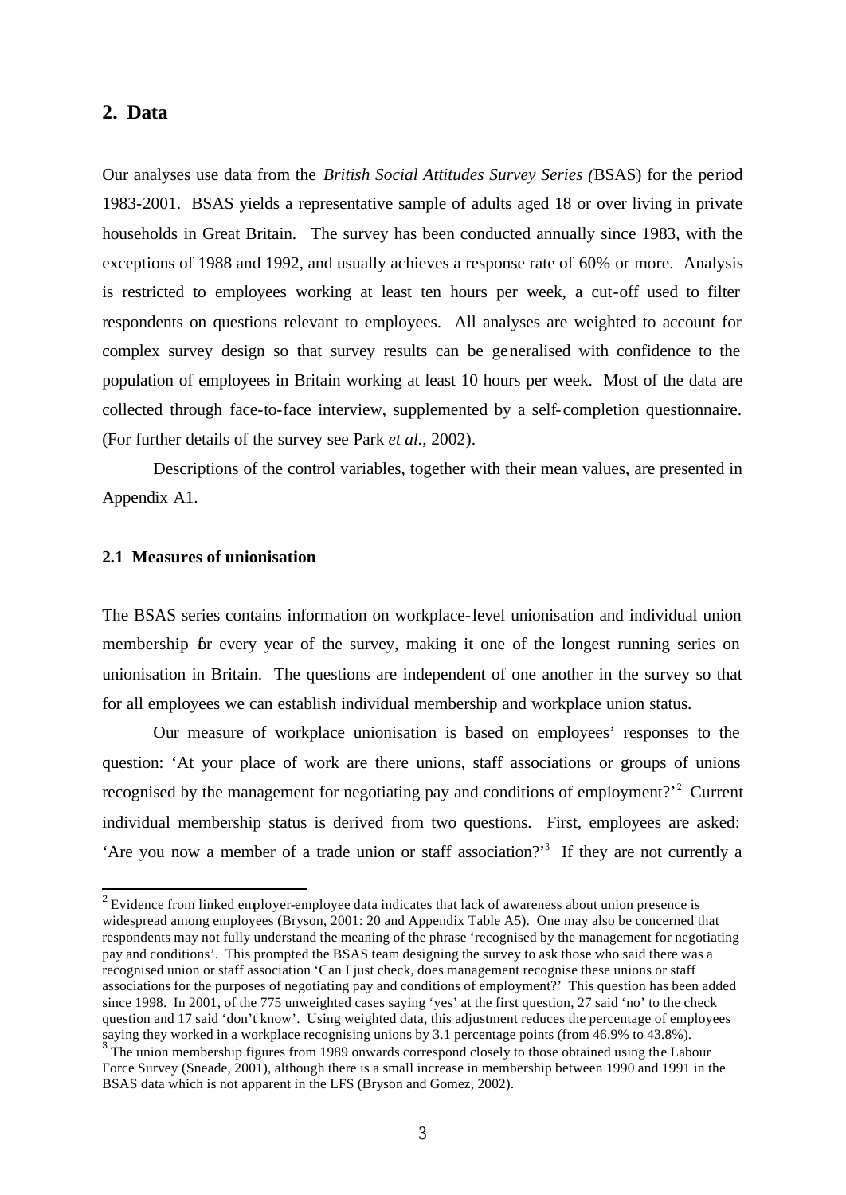## 2. Data

Our analyses use data from the *British Social Attitudes Survey Series (*BSAS) for the period 1983-2001. BSAS yields a representative sample of adults aged 18 or over living in private households in Great Britain. The survey has been conducted annually since 1983, with the exceptions of 1988 and 1992, and usually achieves a response rate of 60% or more. Analysis is restricted to employees working at least ten hours per week, a cut-off used to filter respondents on questions relevant to employees. All analyses are weighted to account for complex survey design so that survey results can be generalised with confidence to the population of employees in Britain working at least 10 hours per week. Most of the data are collected through face-to-face interview, supplemented by a self-completion questionnaire. (For further details of the survey see Park *et al.*, 2002).

Descriptions of the control variables, together with their mean values, are presented in Appendix A1.

### 2.1 Measures of unionisation

The BSAS series contains information on workplace-level unionisation and individual union membership for every year of the survey, making it one of the longest running series on unionisation in Britain. The questions are independent of one another in the survey so that for all employees we can establish individual membership and workplace union status.

Our measure of workplace unionisation is based on employees' responses to the question: 'At your place of work are there unions, staff associations or groups of unions recognised by the management for negotiating pay and conditions of employment?'[2] Current individual membership status is derived from two questions. First, employees are asked: 'Are you now a member of a trade union or staff association?'[3] If they are not currently a

[2] Evidence from linked employer-employee data indicates that lack of awareness about union presence is widespread among employees (Bryson, 2001: 20 and Appendix Table A5). One may also be concerned that respondents may not fully understand the meaning of the phrase 'recognised by the management for negotiating pay and conditions'. This prompted the BSAS team designing the survey to ask those who said there was a recognised union or staff association 'Can I just check, does management recognise these unions or staff associations for the purposes of negotiating pay and conditions of employment?' This question has been added since 1998. In 2001, of the 775 unweighted cases saying 'yes' at the first question, 27 said 'no' to the check question and 17 said 'don't know'. Using weighted data, this adjustment reduces the percentage of employees saying they worked in a workplace recognising unions by 3.1 percentage points (from 46.9% to 43.8%).

[3] The union membership figures from 1989 onwards correspond closely to those obtained using the Labour Force Survey (Sneade, 2001), although there is a small increase in membership between 1990 and 1991 in the BSAS data which is not apparent in the LFS (Bryson and Gomez, 2002).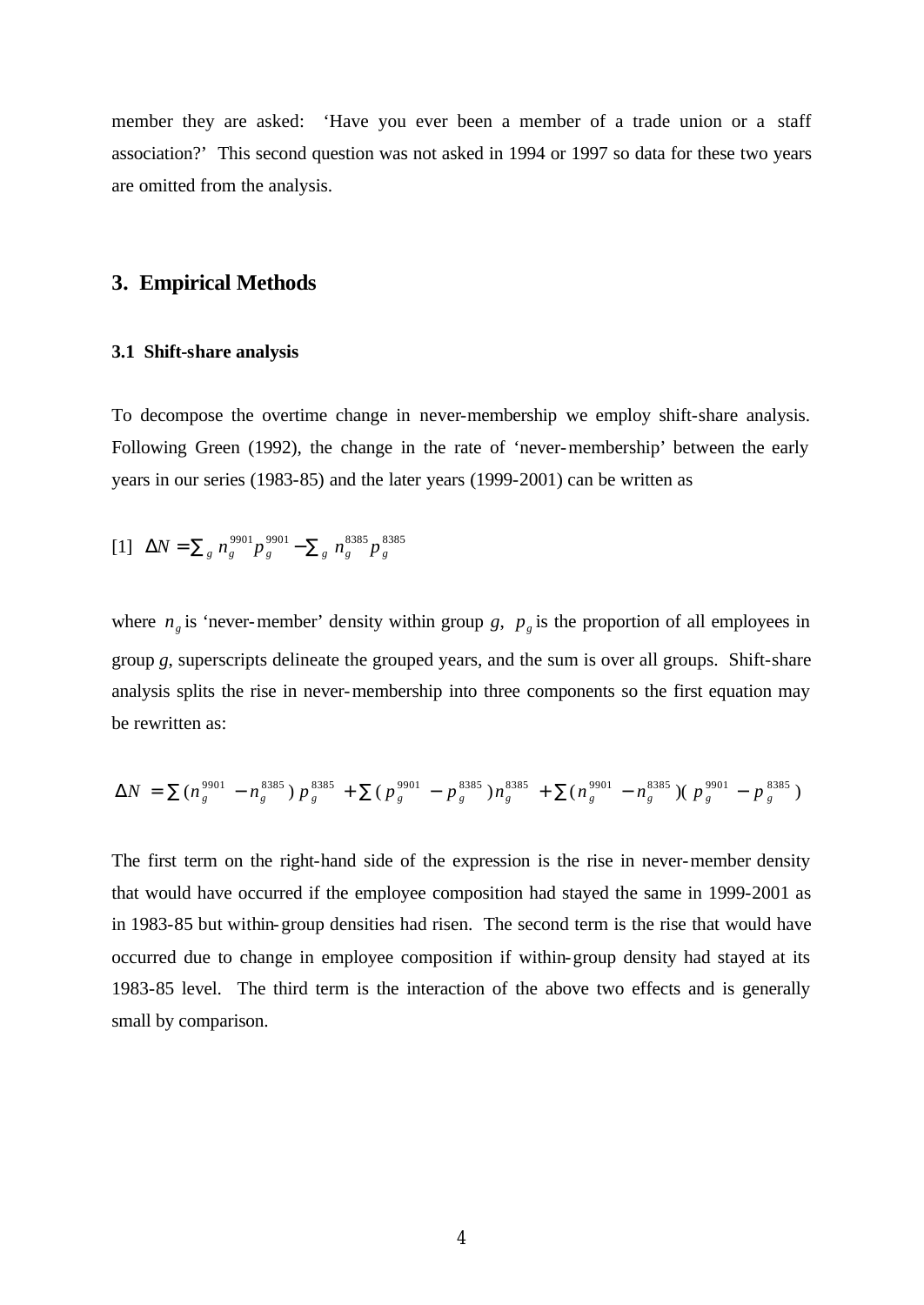member they are asked: 'Have you ever been a member of a trade union or a staff association?' This second question was not asked in 1994 or 1997 so data for these two years are omitted from the analysis.

## 3. Empirical Methods

### 3.1 Shift-share analysis

To decompose the overtime change in never-membership we employ shift-share analysis. Following Green (1992), the change in the rate of 'never-membership' between the early years in our series (1983-85) and the later years (1999-2001) can be written as

$$[1] \quad \Delta N = \sum_g n_g^{9901} p_g^{9901} - \sum_g n_g^{8385} p_g^{8385}$$

where $n_g$ is 'never-member' density within group *g*, $p_g$ is the proportion of all employees in group *g*, superscripts delineate the grouped years, and the sum is over all groups. Shift-share analysis splits the rise in never-membership into three components so the first equation may be rewritten as:

$$\Delta N = \sum (n_g^{9901} - n_g^{8385})\, p_g^{8385} + \sum (p_g^{9901} - p_g^{8385})\, n_g^{8385} + \sum (n_g^{9901} - n_g^{8385})(p_g^{9901} - p_g^{8385})$$

The first term on the right-hand side of the expression is the rise in never-member density that would have occurred if the employee composition had stayed the same in 1999-2001 as in 1983-85 but within-group densities had risen. The second term is the rise that would have occurred due to change in employee composition if within-group density had stayed at its 1983-85 level. The third term is the interaction of the above two effects and is generally small by comparison.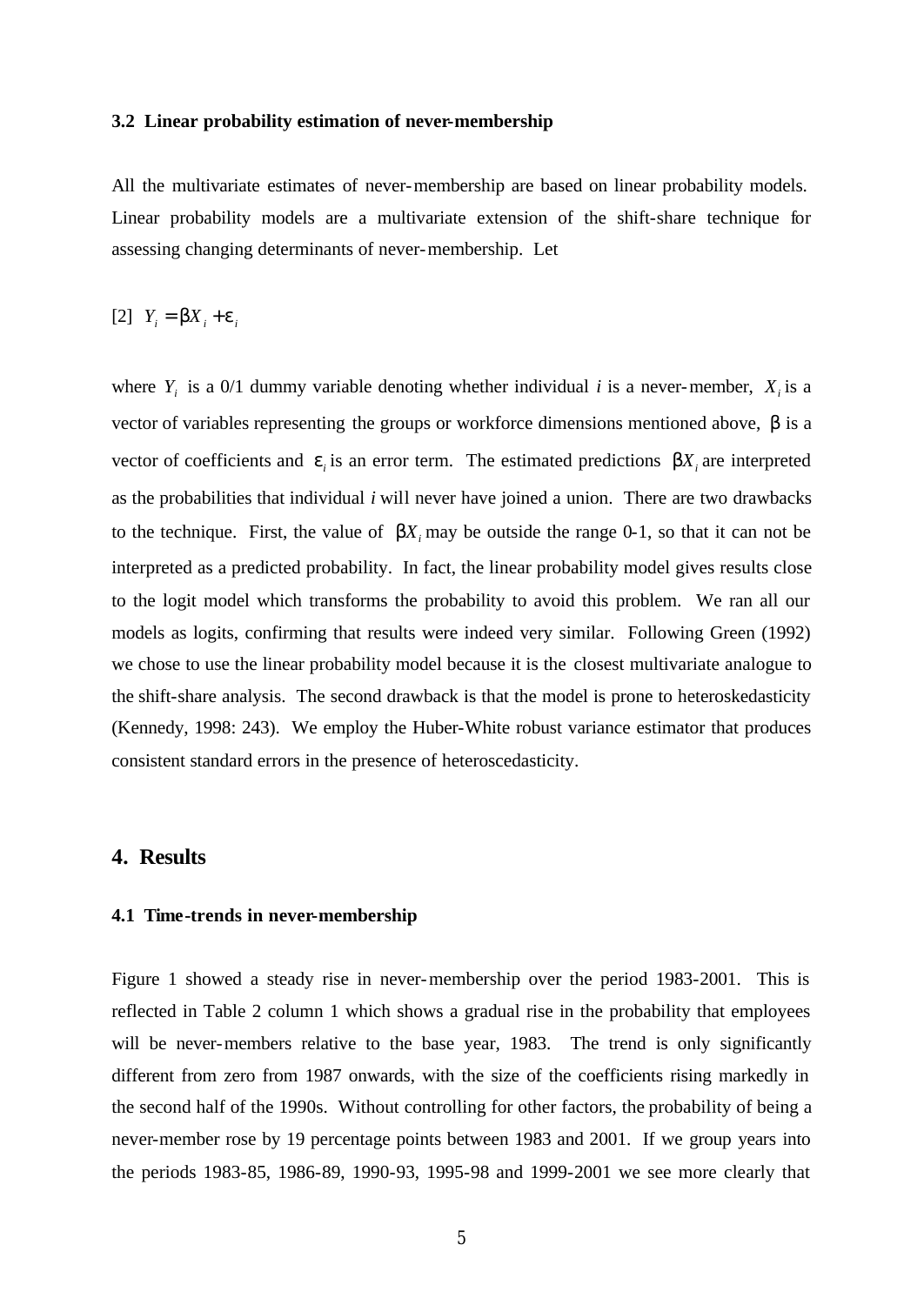### 3.2 Linear probability estimation of never-membership

All the multivariate estimates of never-membership are based on linear probability models. Linear probability models are a multivariate extension of the shift-share technique for assessing changing determinants of never-membership. Let

[2] $Y_i = \beta X_i + \varepsilon_i$

where $Y_i$ is a 0/1 dummy variable denoting whether individual *i* is a never-member, $X_i$ is a vector of variables representing the groups or workforce dimensions mentioned above, $\beta$ is a vector of coefficients and $\varepsilon_i$ is an error term. The estimated predictions $\beta X_i$ are interpreted as the probabilities that individual *i* will never have joined a union. There are two drawbacks to the technique. First, the value of $\beta X_i$ may be outside the range 0-1, so that it can not be interpreted as a predicted probability. In fact, the linear probability model gives results close to the logit model which transforms the probability to avoid this problem. We ran all our models as logits, confirming that results were indeed very similar. Following Green (1992) we chose to use the linear probability model because it is the closest multivariate analogue to the shift-share analysis. The second drawback is that the model is prone to heteroskedasticity (Kennedy, 1998: 243). We employ the Huber-White robust variance estimator that produces consistent standard errors in the presence of heteroscedasticity.

## 4. Results

### 4.1 Time-trends in never-membership

Figure 1 showed a steady rise in never-membership over the period 1983-2001. This is reflected in Table 2 column 1 which shows a gradual rise in the probability that employees will be never-members relative to the base year, 1983. The trend is only significantly different from zero from 1987 onwards, with the size of the coefficients rising markedly in the second half of the 1990s. Without controlling for other factors, the probability of being a never-member rose by 19 percentage points between 1983 and 2001. If we group years into the periods 1983-85, 1986-89, 1990-93, 1995-98 and 1999-2001 we see more clearly that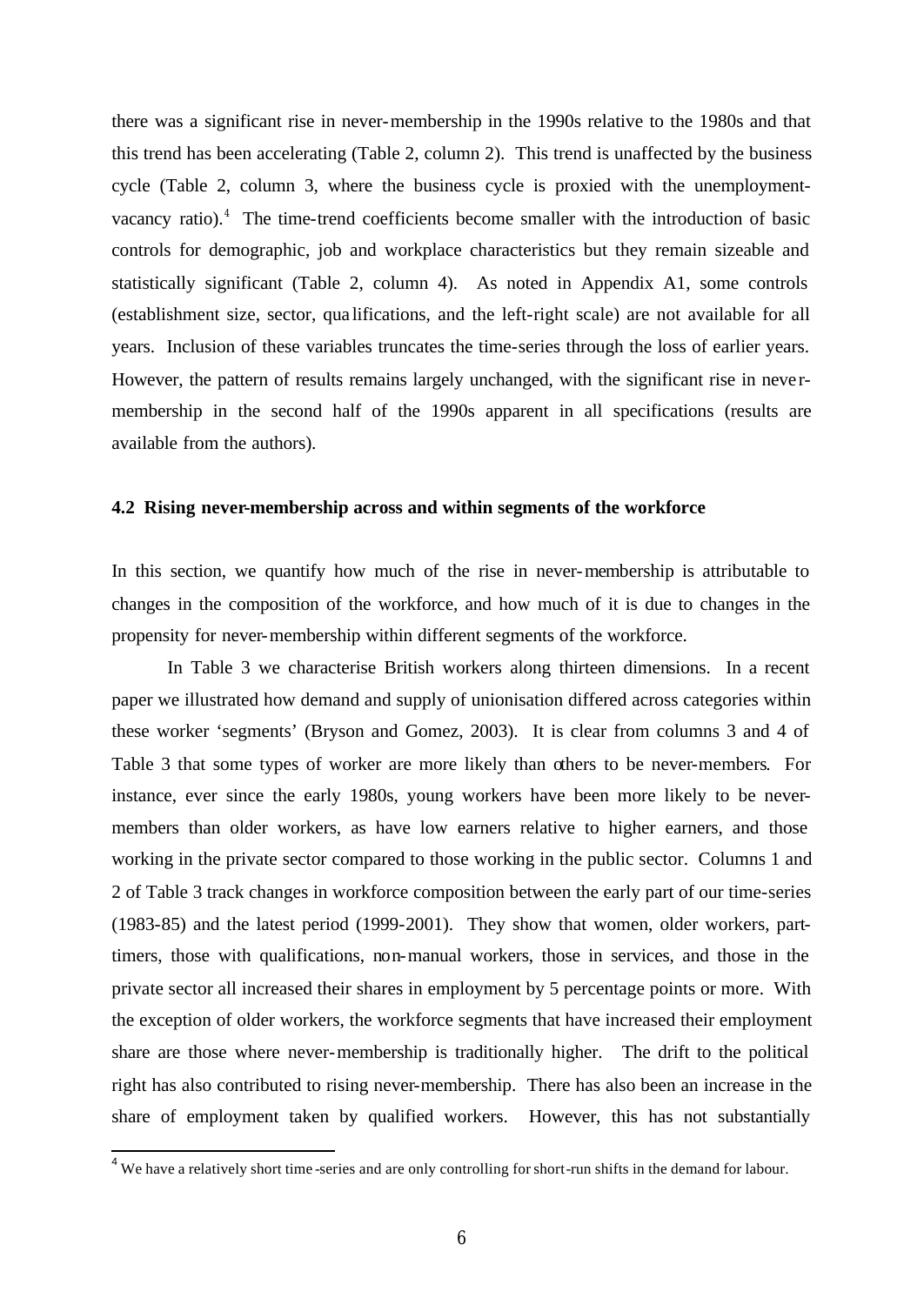there was a significant rise in never-membership in the 1990s relative to the 1980s and that this trend has been accelerating (Table 2, column 2). This trend is unaffected by the business cycle (Table 2, column 3, where the business cycle is proxied with the unemployment-vacancy ratio).[4] The time-trend coefficients become smaller with the introduction of basic controls for demographic, job and workplace characteristics but they remain sizeable and statistically significant (Table 2, column 4). As noted in Appendix A1, some controls (establishment size, sector, qualifications, and the left-right scale) are not available for all years. Inclusion of these variables truncates the time-series through the loss of earlier years. However, the pattern of results remains largely unchanged, with the significant rise in never-membership in the second half of the 1990s apparent in all specifications (results are available from the authors).

### 4.2 Rising never-membership across and within segments of the workforce

In this section, we quantify how much of the rise in never-membership is attributable to changes in the composition of the workforce, and how much of it is due to changes in the propensity for never-membership within different segments of the workforce.

In Table 3 we characterise British workers along thirteen dimensions. In a recent paper we illustrated how demand and supply of unionisation differed across categories within these worker 'segments' (Bryson and Gomez, 2003). It is clear from columns 3 and 4 of Table 3 that some types of worker are more likely than others to be never-members. For instance, ever since the early 1980s, young workers have been more likely to be never-members than older workers, as have low earners relative to higher earners, and those working in the private sector compared to those working in the public sector. Columns 1 and 2 of Table 3 track changes in workforce composition between the early part of our time-series (1983-85) and the latest period (1999-2001). They show that women, older workers, part-timers, those with qualifications, non-manual workers, those in services, and those in the private sector all increased their shares in employment by 5 percentage points or more. With the exception of older workers, the workforce segments that have increased their employment share are those where never-membership is traditionally higher. The drift to the political right has also contributed to rising never-membership. There has also been an increase in the share of employment taken by qualified workers. However, this has not substantially

[4] We have a relatively short time-series and are only controlling for short-run shifts in the demand for labour.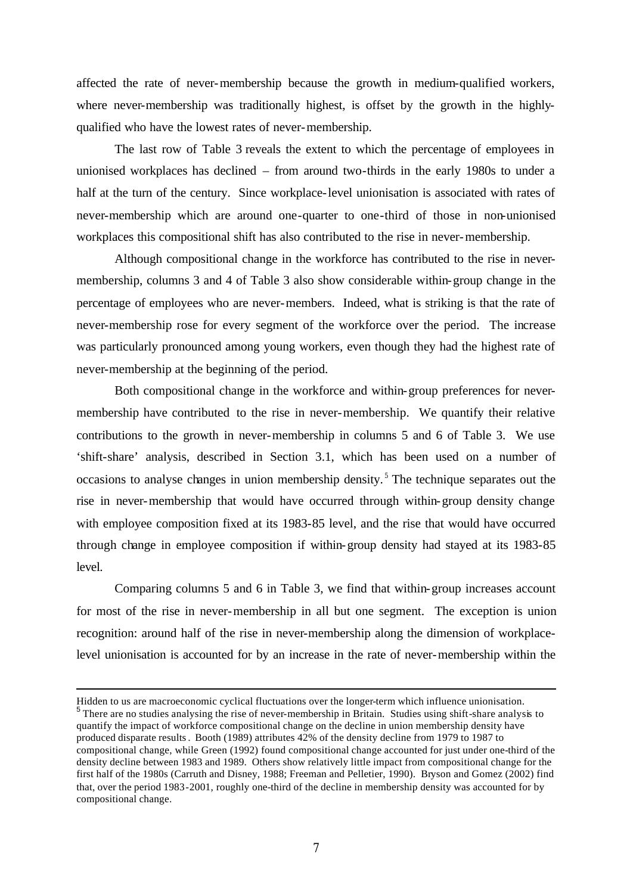affected the rate of never-membership because the growth in medium-qualified workers, where never-membership was traditionally highest, is offset by the growth in the highly-qualified who have the lowest rates of never-membership.

The last row of Table 3 reveals the extent to which the percentage of employees in unionised workplaces has declined – from around two-thirds in the early 1980s to under a half at the turn of the century. Since workplace-level unionisation is associated with rates of never-membership which are around one-quarter to one-third of those in non-unionised workplaces this compositional shift has also contributed to the rise in never-membership.

Although compositional change in the workforce has contributed to the rise in never-membership, columns 3 and 4 of Table 3 also show considerable within-group change in the percentage of employees who are never-members. Indeed, what is striking is that the rate of never-membership rose for every segment of the workforce over the period. The increase was particularly pronounced among young workers, even though they had the highest rate of never-membership at the beginning of the period.

Both compositional change in the workforce and within-group preferences for never-membership have contributed to the rise in never-membership. We quantify their relative contributions to the growth in never-membership in columns 5 and 6 of Table 3. We use 'shift-share' analysis, described in Section 3.1, which has been used on a number of occasions to analyse changes in union membership density.[5] The technique separates out the rise in never-membership that would have occurred through within-group density change with employee composition fixed at its 1983-85 level, and the rise that would have occurred through change in employee composition if within-group density had stayed at its 1983-85 level.

Comparing columns 5 and 6 in Table 3, we find that within-group increases account for most of the rise in never-membership in all but one segment. The exception is union recognition: around half of the rise in never-membership along the dimension of workplace-level unionisation is accounted for by an increase in the rate of never-membership within the

---

Hidden to us are macroeconomic cyclical fluctuations over the longer-term which influence unionisation.

[5] There are no studies analysing the rise of never-membership in Britain. Studies using shift-share analysis to quantify the impact of workforce compositional change on the decline in union membership density have produced disparate results. Booth (1989) attributes 42% of the density decline from 1979 to 1987 to compositional change, while Green (1992) found compositional change accounted for just under one-third of the density decline between 1983 and 1989. Others show relatively little impact from compositional change for the first half of the 1980s (Carruth and Disney, 1988; Freeman and Pelletier, 1990). Bryson and Gomez (2002) find that, over the period 1983-2001, roughly one-third of the decline in membership density was accounted for by compositional change.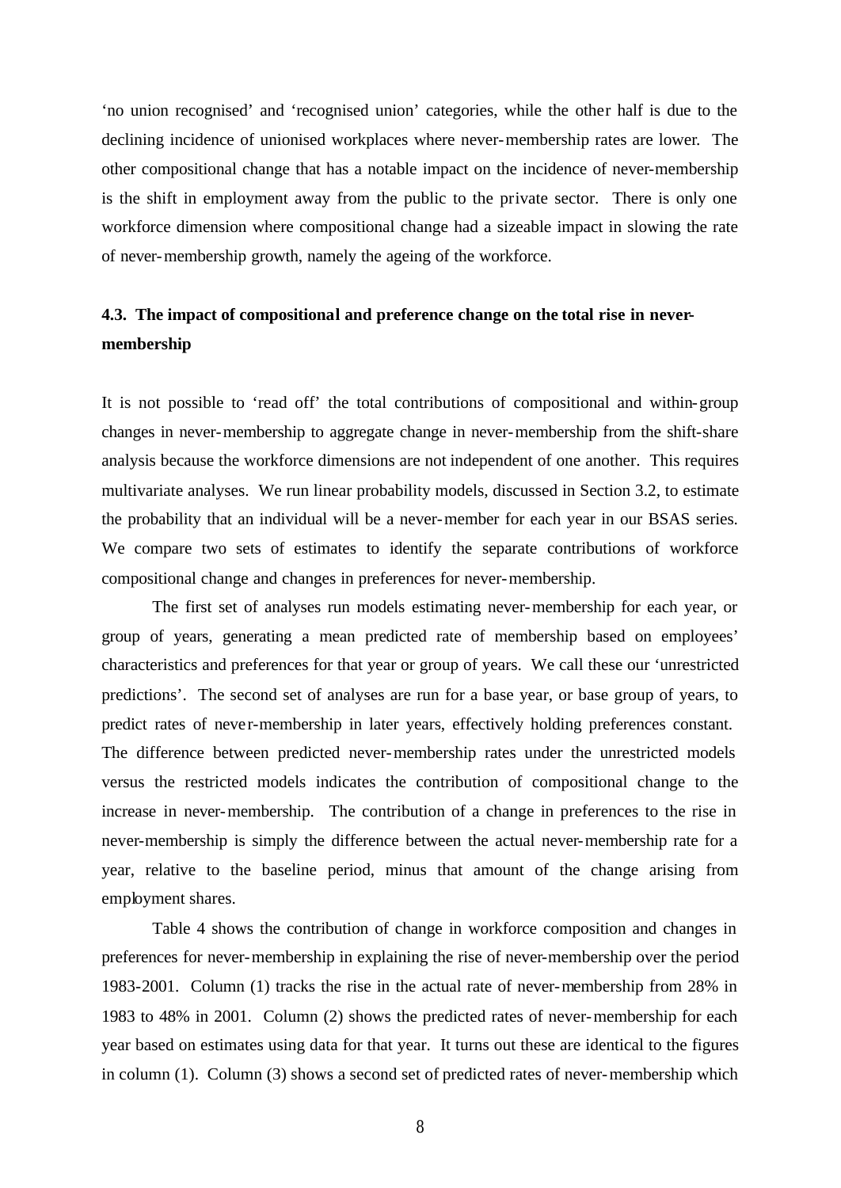'no union recognised' and 'recognised union' categories, while the other half is due to the declining incidence of unionised workplaces where never-membership rates are lower. The other compositional change that has a notable impact on the incidence of never-membership is the shift in employment away from the public to the private sector. There is only one workforce dimension where compositional change had a sizeable impact in slowing the rate of never-membership growth, namely the ageing of the workforce.

### 4.3. The impact of compositional and preference change on the total rise in never-membership

It is not possible to 'read off' the total contributions of compositional and within-group changes in never-membership to aggregate change in never-membership from the shift-share analysis because the workforce dimensions are not independent of one another. This requires multivariate analyses. We run linear probability models, discussed in Section 3.2, to estimate the probability that an individual will be a never-member for each year in our BSAS series. We compare two sets of estimates to identify the separate contributions of workforce compositional change and changes in preferences for never-membership.

The first set of analyses run models estimating never-membership for each year, or group of years, generating a mean predicted rate of membership based on employees' characteristics and preferences for that year or group of years. We call these our 'unrestricted predictions'. The second set of analyses are run for a base year, or base group of years, to predict rates of never-membership in later years, effectively holding preferences constant. The difference between predicted never-membership rates under the unrestricted models versus the restricted models indicates the contribution of compositional change to the increase in never-membership. The contribution of a change in preferences to the rise in never-membership is simply the difference between the actual never-membership rate for a year, relative to the baseline period, minus that amount of the change arising from employment shares.

Table 4 shows the contribution of change in workforce composition and changes in preferences for never-membership in explaining the rise of never-membership over the period 1983-2001. Column (1) tracks the rise in the actual rate of never-membership from 28% in 1983 to 48% in 2001. Column (2) shows the predicted rates of never-membership for each year based on estimates using data for that year. It turns out these are identical to the figures in column (1). Column (3) shows a second set of predicted rates of never-membership which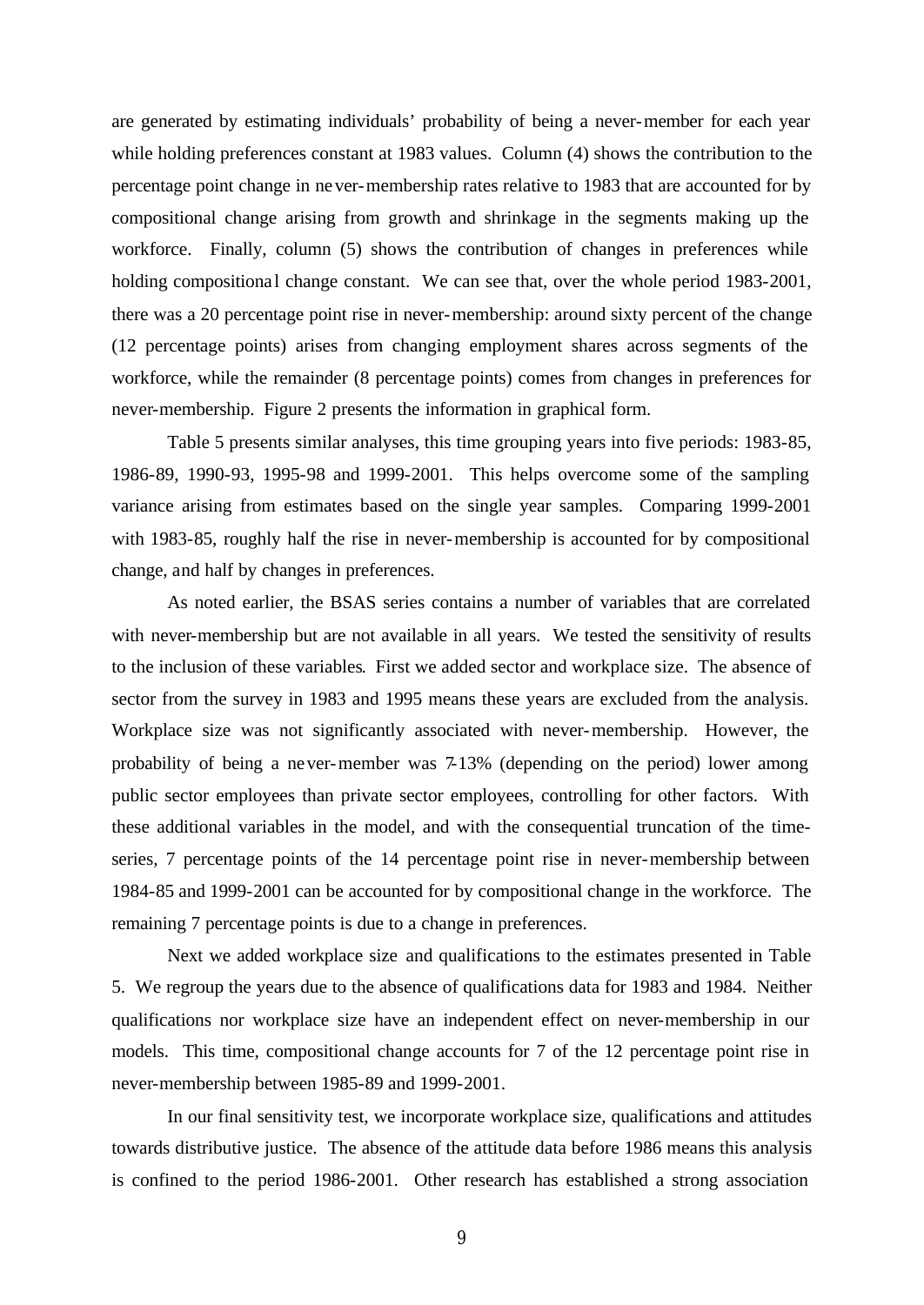are generated by estimating individuals' probability of being a never-member for each year while holding preferences constant at 1983 values. Column (4) shows the contribution to the percentage point change in never-membership rates relative to 1983 that are accounted for by compositional change arising from growth and shrinkage in the segments making up the workforce. Finally, column (5) shows the contribution of changes in preferences while holding compositional change constant. We can see that, over the whole period 1983-2001, there was a 20 percentage point rise in never-membership: around sixty percent of the change (12 percentage points) arises from changing employment shares across segments of the workforce, while the remainder (8 percentage points) comes from changes in preferences for never-membership. Figure 2 presents the information in graphical form.

Table 5 presents similar analyses, this time grouping years into five periods: 1983-85, 1986-89, 1990-93, 1995-98 and 1999-2001. This helps overcome some of the sampling variance arising from estimates based on the single year samples. Comparing 1999-2001 with 1983-85, roughly half the rise in never-membership is accounted for by compositional change, and half by changes in preferences.

As noted earlier, the BSAS series contains a number of variables that are correlated with never-membership but are not available in all years. We tested the sensitivity of results to the inclusion of these variables. First we added sector and workplace size. The absence of sector from the survey in 1983 and 1995 means these years are excluded from the analysis. Workplace size was not significantly associated with never-membership. However, the probability of being a never-member was 7-13% (depending on the period) lower among public sector employees than private sector employees, controlling for other factors. With these additional variables in the model, and with the consequential truncation of the time-series, 7 percentage points of the 14 percentage point rise in never-membership between 1984-85 and 1999-2001 can be accounted for by compositional change in the workforce. The remaining 7 percentage points is due to a change in preferences.

Next we added workplace size and qualifications to the estimates presented in Table 5. We regroup the years due to the absence of qualifications data for 1983 and 1984. Neither qualifications nor workplace size have an independent effect on never-membership in our models. This time, compositional change accounts for 7 of the 12 percentage point rise in never-membership between 1985-89 and 1999-2001.

In our final sensitivity test, we incorporate workplace size, qualifications and attitudes towards distributive justice. The absence of the attitude data before 1986 means this analysis is confined to the period 1986-2001. Other research has established a strong association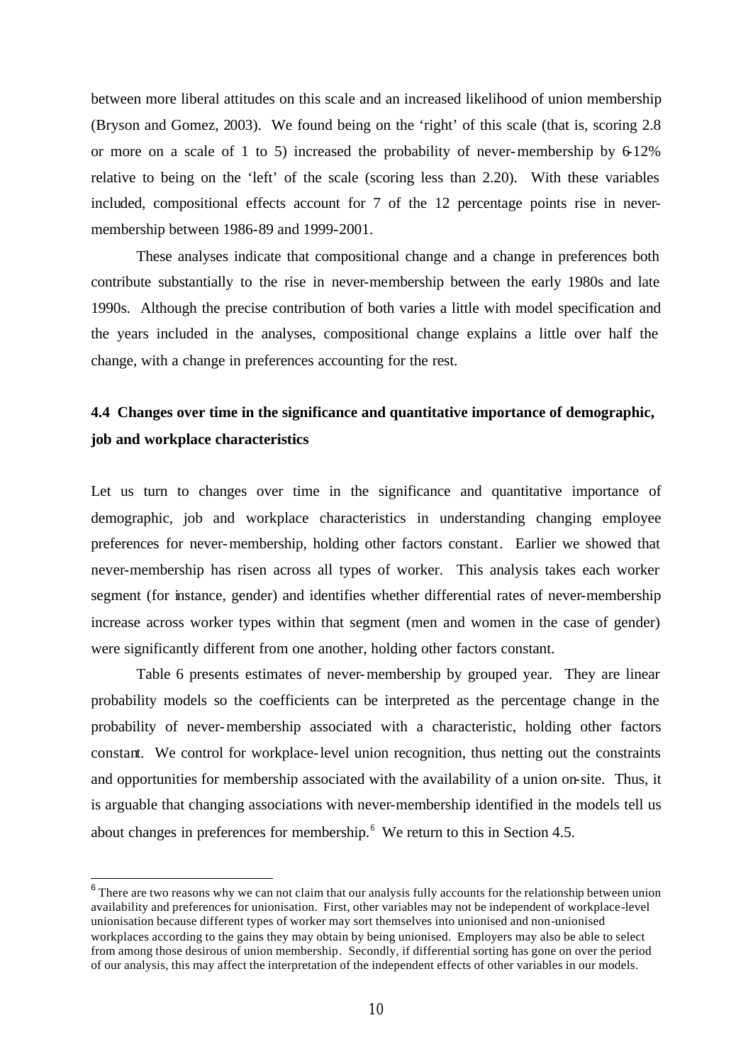between more liberal attitudes on this scale and an increased likelihood of union membership (Bryson and Gomez, 2003). We found being on the 'right' of this scale (that is, scoring 2.8 or more on a scale of 1 to 5) increased the probability of never-membership by 6-12% relative to being on the 'left' of the scale (scoring less than 2.20). With these variables included, compositional effects account for 7 of the 12 percentage points rise in never-membership between 1986-89 and 1999-2001.

These analyses indicate that compositional change and a change in preferences both contribute substantially to the rise in never-membership between the early 1980s and late 1990s. Although the precise contribution of both varies a little with model specification and the years included in the analyses, compositional change explains a little over half the change, with a change in preferences accounting for the rest.

### 4.4 Changes over time in the significance and quantitative importance of demographic, job and workplace characteristics

Let us turn to changes over time in the significance and quantitative importance of demographic, job and workplace characteristics in understanding changing employee preferences for never-membership, holding other factors constant. Earlier we showed that never-membership has risen across all types of worker. This analysis takes each worker segment (for instance, gender) and identifies whether differential rates of never-membership increase across worker types within that segment (men and women in the case of gender) were significantly different from one another, holding other factors constant.

Table 6 presents estimates of never-membership by grouped year. They are linear probability models so the coefficients can be interpreted as the percentage change in the probability of never-membership associated with a characteristic, holding other factors constant. We control for workplace-level union recognition, thus netting out the constraints and opportunities for membership associated with the availability of a union on-site. Thus, it is arguable that changing associations with never-membership identified in the models tell us about changes in preferences for membership.[6] We return to this in Section 4.5.

[6] There are two reasons why we can not claim that our analysis fully accounts for the relationship between union availability and preferences for unionisation. First, other variables may not be independent of workplace-level unionisation because different types of worker may sort themselves into unionised and non-unionised workplaces according to the gains they may obtain by being unionised. Employers may also be able to select from among those desirous of union membership. Secondly, if differential sorting has gone on over the period of our analysis, this may affect the interpretation of the independent effects of other variables in our models.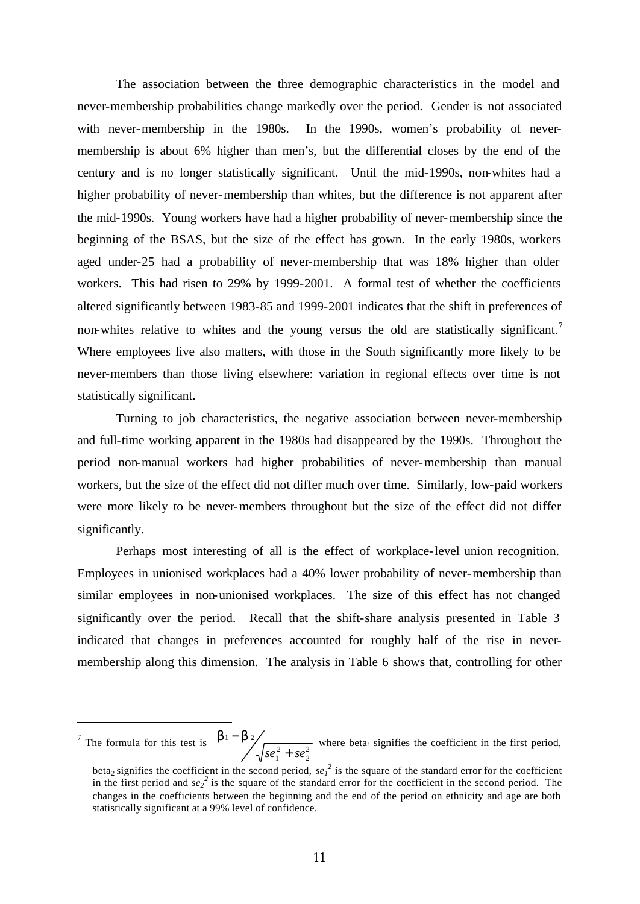The association between the three demographic characteristics in the model and never-membership probabilities change markedly over the period. Gender is not associated with never-membership in the 1980s. In the 1990s, women's probability of never-membership is about 6% higher than men's, but the differential closes by the end of the century and is no longer statistically significant. Until the mid-1990s, non-whites had a higher probability of never-membership than whites, but the difference is not apparent after the mid-1990s. Young workers have had a higher probability of never-membership since the beginning of the BSAS, but the size of the effect has grown. In the early 1980s, workers aged under-25 had a probability of never-membership that was 18% higher than older workers. This had risen to 29% by 1999-2001. A formal test of whether the coefficients altered significantly between 1983-85 and 1999-2001 indicates that the shift in preferences of non-whites relative to whites and the young versus the old are statistically significant.[7] Where employees live also matters, with those in the South significantly more likely to be never-members than those living elsewhere: variation in regional effects over time is not statistically significant.

Turning to job characteristics, the negative association between never-membership and full-time working apparent in the 1980s had disappeared by the 1990s. Throughout the period non-manual workers had higher probabilities of never-membership than manual workers, but the size of the effect did not differ much over time. Similarly, low-paid workers were more likely to be never-members throughout but the size of the effect did not differ significantly.

Perhaps most interesting of all is the effect of workplace-level union recognition. Employees in unionised workplaces had a 40% lower probability of never-membership than similar employees in non-unionised workplaces. The size of this effect has not changed significantly over the period. Recall that the shift-share analysis presented in Table 3 indicated that changes in preferences accounted for roughly half of the rise in never-membership along this dimension. The analysis in Table 6 shows that, controlling for other

---

[7] The formula for this test is $\beta_1 - \beta_2 \Big/ \sqrt{se_1^2 + se_2^2}$ where beta$_1$ signifies the coefficient in the first period, beta$_2$ signifies the coefficient in the second period, $se_1^2$ is the square of the standard error for the coefficient in the first period and $se_2^2$ is the square of the standard error for the coefficient in the second period. The changes in the coefficients between the beginning and the end of the period on ethnicity and age are both statistically significant at a 99% level of confidence.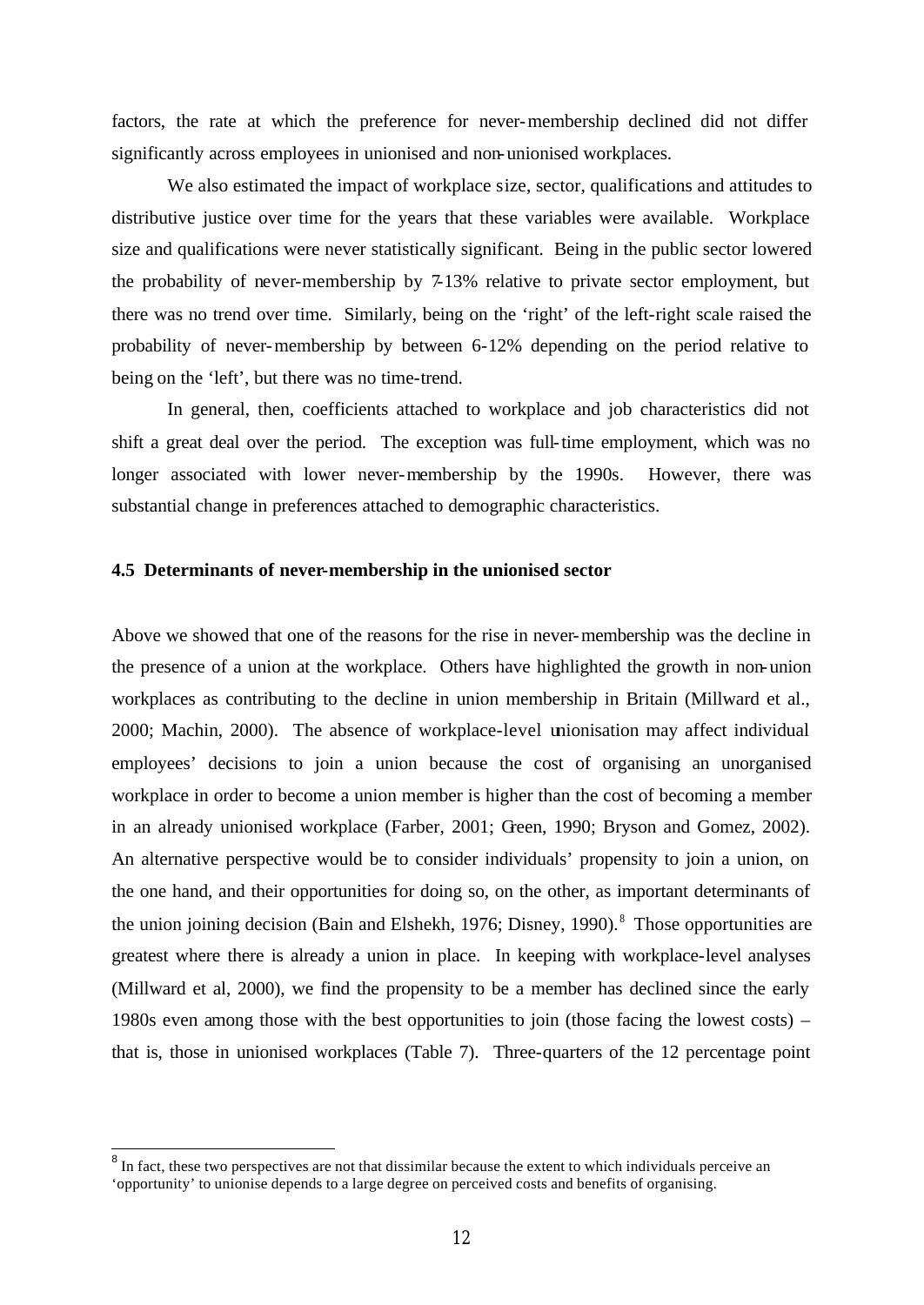factors, the rate at which the preference for never-membership declined did not differ significantly across employees in unionised and non-unionised workplaces.

We also estimated the impact of workplace size, sector, qualifications and attitudes to distributive justice over time for the years that these variables were available. Workplace size and qualifications were never statistically significant. Being in the public sector lowered the probability of never-membership by 7-13% relative to private sector employment, but there was no trend over time. Similarly, being on the 'right' of the left-right scale raised the probability of never-membership by between 6-12% depending on the period relative to being on the 'left', but there was no time-trend.

In general, then, coefficients attached to workplace and job characteristics did not shift a great deal over the period. The exception was full-time employment, which was no longer associated with lower never-membership by the 1990s. However, there was substantial change in preferences attached to demographic characteristics.

### 4.5 Determinants of never-membership in the unionised sector

Above we showed that one of the reasons for the rise in never-membership was the decline in the presence of a union at the workplace. Others have highlighted the growth in non-union workplaces as contributing to the decline in union membership in Britain (Millward et al., 2000; Machin, 2000). The absence of workplace-level unionisation may affect individual employees' decisions to join a union because the cost of organising an unorganised workplace in order to become a union member is higher than the cost of becoming a member in an already unionised workplace (Farber, 2001; Green, 1990; Bryson and Gomez, 2002). An alternative perspective would be to consider individuals' propensity to join a union, on the one hand, and their opportunities for doing so, on the other, as important determinants of the union joining decision (Bain and Elshekh, 1976; Disney, 1990).[8] Those opportunities are greatest where there is already a union in place. In keeping with workplace-level analyses (Millward et al, 2000), we find the propensity to be a member has declined since the early 1980s even among those with the best opportunities to join (those facing the lowest costs) – that is, those in unionised workplaces (Table 7). Three-quarters of the 12 percentage point

[8] In fact, these two perspectives are not that dissimilar because the extent to which individuals perceive an 'opportunity' to unionise depends to a large degree on perceived costs and benefits of organising.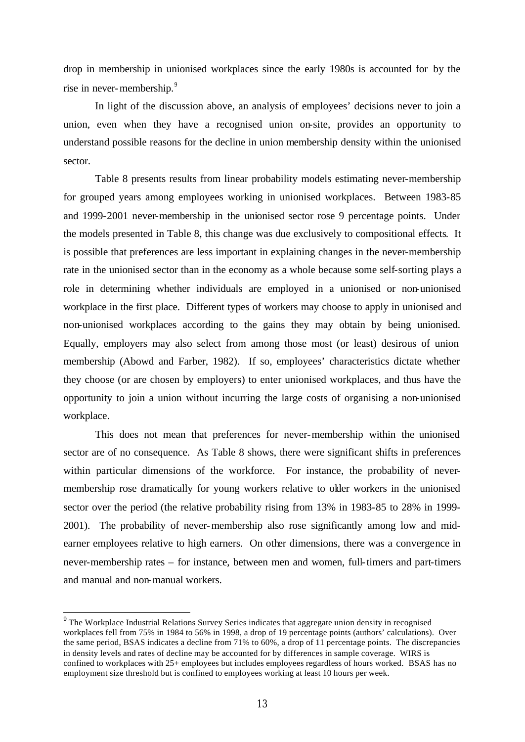drop in membership in unionised workplaces since the early 1980s is accounted for by the rise in never-membership.[9]

In light of the discussion above, an analysis of employees' decisions never to join a union, even when they have a recognised union on-site, provides an opportunity to understand possible reasons for the decline in union membership density within the unionised sector.

Table 8 presents results from linear probability models estimating never-membership for grouped years among employees working in unionised workplaces. Between 1983-85 and 1999-2001 never-membership in the unionised sector rose 9 percentage points. Under the models presented in Table 8, this change was due exclusively to compositional effects. It is possible that preferences are less important in explaining changes in the never-membership rate in the unionised sector than in the economy as a whole because some self-sorting plays a role in determining whether individuals are employed in a unionised or non-unionised workplace in the first place. Different types of workers may choose to apply in unionised and non-unionised workplaces according to the gains they may obtain by being unionised. Equally, employers may also select from among those most (or least) desirous of union membership (Abowd and Farber, 1982). If so, employees' characteristics dictate whether they choose (or are chosen by employers) to enter unionised workplaces, and thus have the opportunity to join a union without incurring the large costs of organising a non-unionised workplace.

This does not mean that preferences for never-membership within the unionised sector are of no consequence. As Table 8 shows, there were significant shifts in preferences within particular dimensions of the workforce. For instance, the probability of never-membership rose dramatically for young workers relative to older workers in the unionised sector over the period (the relative probability rising from 13% in 1983-85 to 28% in 1999-2001). The probability of never-membership also rose significantly among low and mid-earner employees relative to high earners. On other dimensions, there was a convergence in never-membership rates – for instance, between men and women, full-timers and part-timers and manual and non-manual workers.

[9] The Workplace Industrial Relations Survey Series indicates that aggregate union density in recognised workplaces fell from 75% in 1984 to 56% in 1998, a drop of 19 percentage points (authors' calculations). Over the same period, BSAS indicates a decline from 71% to 60%, a drop of 11 percentage points. The discrepancies in density levels and rates of decline may be accounted for by differences in sample coverage. WIRS is confined to workplaces with 25+ employees but includes employees regardless of hours worked. BSAS has no employment size threshold but is confined to employees working at least 10 hours per week.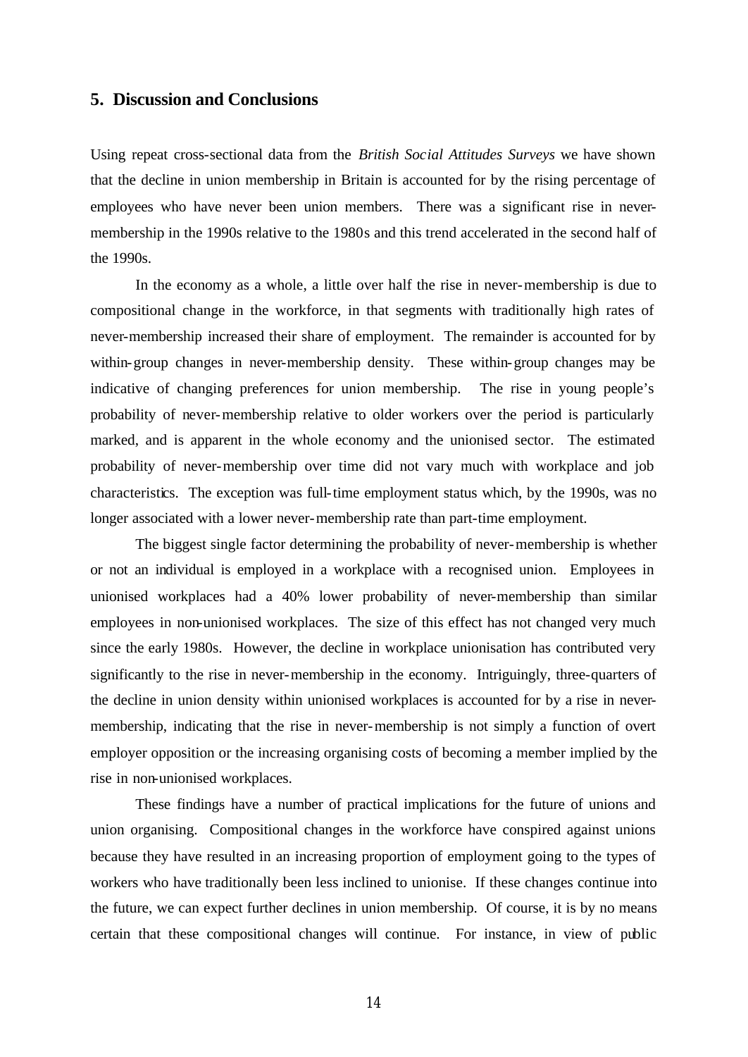## 5. Discussion and Conclusions

Using repeat cross-sectional data from the *British Social Attitudes Surveys* we have shown that the decline in union membership in Britain is accounted for by the rising percentage of employees who have never been union members. There was a significant rise in never-membership in the 1990s relative to the 1980s and this trend accelerated in the second half of the 1990s.

In the economy as a whole, a little over half the rise in never-membership is due to compositional change in the workforce, in that segments with traditionally high rates of never-membership increased their share of employment. The remainder is accounted for by within-group changes in never-membership density. These within-group changes may be indicative of changing preferences for union membership. The rise in young people's probability of never-membership relative to older workers over the period is particularly marked, and is apparent in the whole economy and the unionised sector. The estimated probability of never-membership over time did not vary much with workplace and job characteristics. The exception was full-time employment status which, by the 1990s, was no longer associated with a lower never-membership rate than part-time employment.

The biggest single factor determining the probability of never-membership is whether or not an individual is employed in a workplace with a recognised union. Employees in unionised workplaces had a 40% lower probability of never-membership than similar employees in non-unionised workplaces. The size of this effect has not changed very much since the early 1980s. However, the decline in workplace unionisation has contributed very significantly to the rise in never-membership in the economy. Intriguingly, three-quarters of the decline in union density within unionised workplaces is accounted for by a rise in never-membership, indicating that the rise in never-membership is not simply a function of overt employer opposition or the increasing organising costs of becoming a member implied by the rise in non-unionised workplaces.

These findings have a number of practical implications for the future of unions and union organising. Compositional changes in the workforce have conspired against unions because they have resulted in an increasing proportion of employment going to the types of workers who have traditionally been less inclined to unionise. If these changes continue into the future, we can expect further declines in union membership. Of course, it is by no means certain that these compositional changes will continue. For instance, in view of public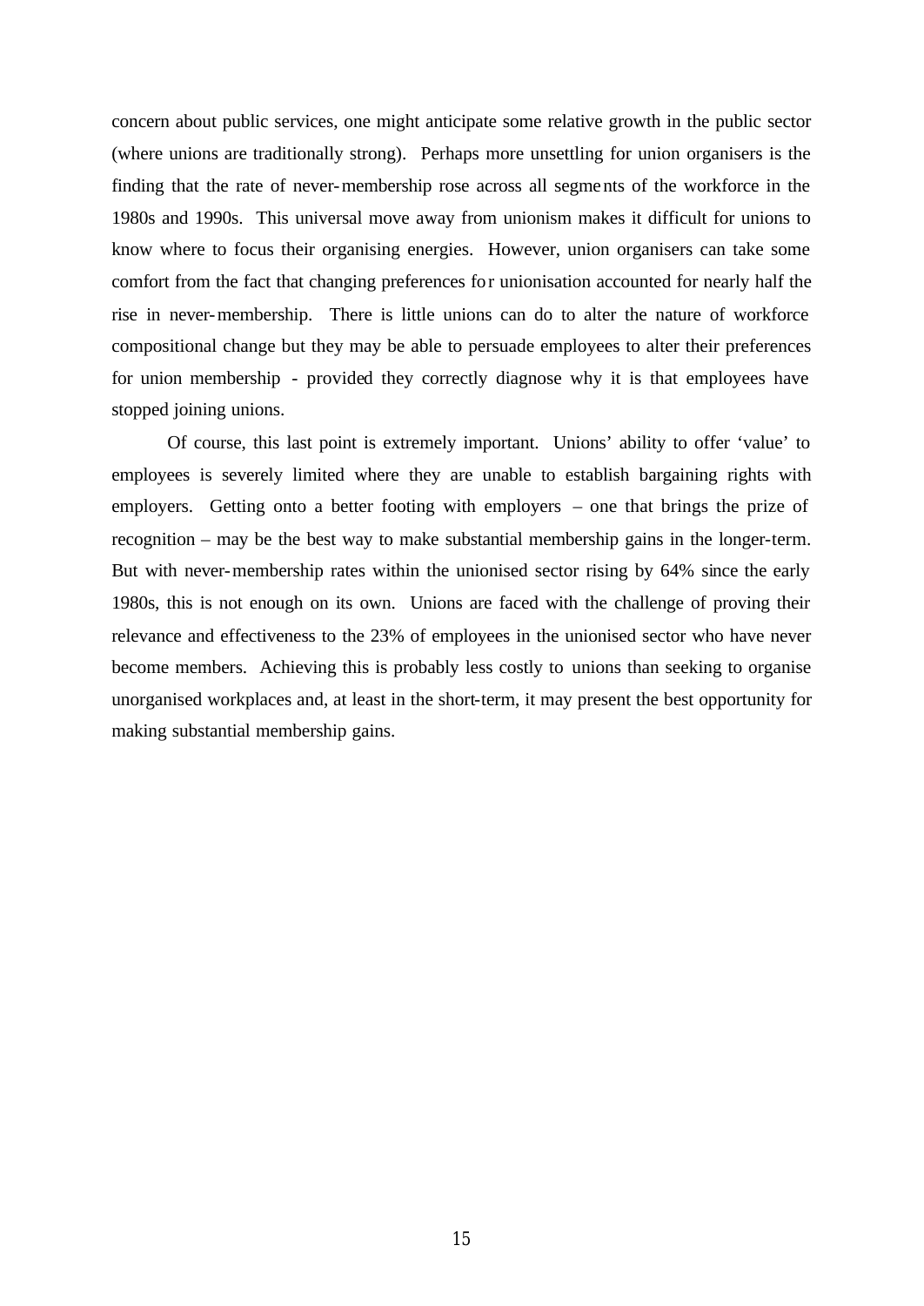concern about public services, one might anticipate some relative growth in the public sector (where unions are traditionally strong). Perhaps more unsettling for union organisers is the finding that the rate of never-membership rose across all segments of the workforce in the 1980s and 1990s. This universal move away from unionism makes it difficult for unions to know where to focus their organising energies. However, union organisers can take some comfort from the fact that changing preferences for unionisation accounted for nearly half the rise in never-membership. There is little unions can do to alter the nature of workforce compositional change but they may be able to persuade employees to alter their preferences for union membership - provided they correctly diagnose why it is that employees have stopped joining unions.

Of course, this last point is extremely important. Unions' ability to offer 'value' to employees is severely limited where they are unable to establish bargaining rights with employers. Getting onto a better footing with employers – one that brings the prize of recognition – may be the best way to make substantial membership gains in the longer-term. But with never-membership rates within the unionised sector rising by 64% since the early 1980s, this is not enough on its own. Unions are faced with the challenge of proving their relevance and effectiveness to the 23% of employees in the unionised sector who have never become members. Achieving this is probably less costly to unions than seeking to organise unorganised workplaces and, at least in the short-term, it may present the best opportunity for making substantial membership gains.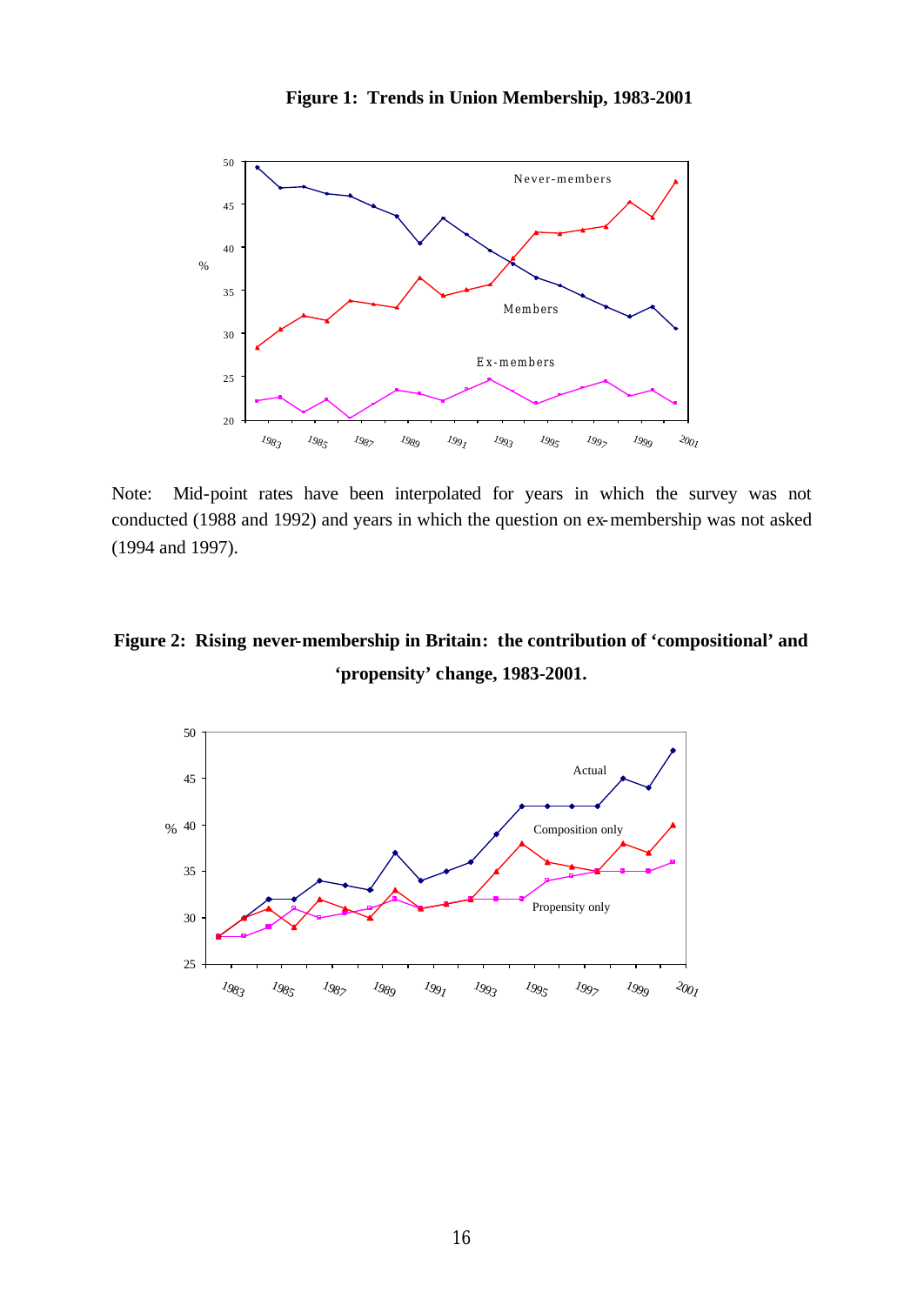**Figure 1: Trends in Union Membership, 1983-2001**

Note: Mid-point rates have been interpolated for years in which the survey was not conducted (1988 and 1992) and years in which the question on ex-membership was not asked (1994 and 1997).

**Figure 2: Rising never-membership in Britain: the contribution of 'compositional' and 'propensity' change, 1983-2001.**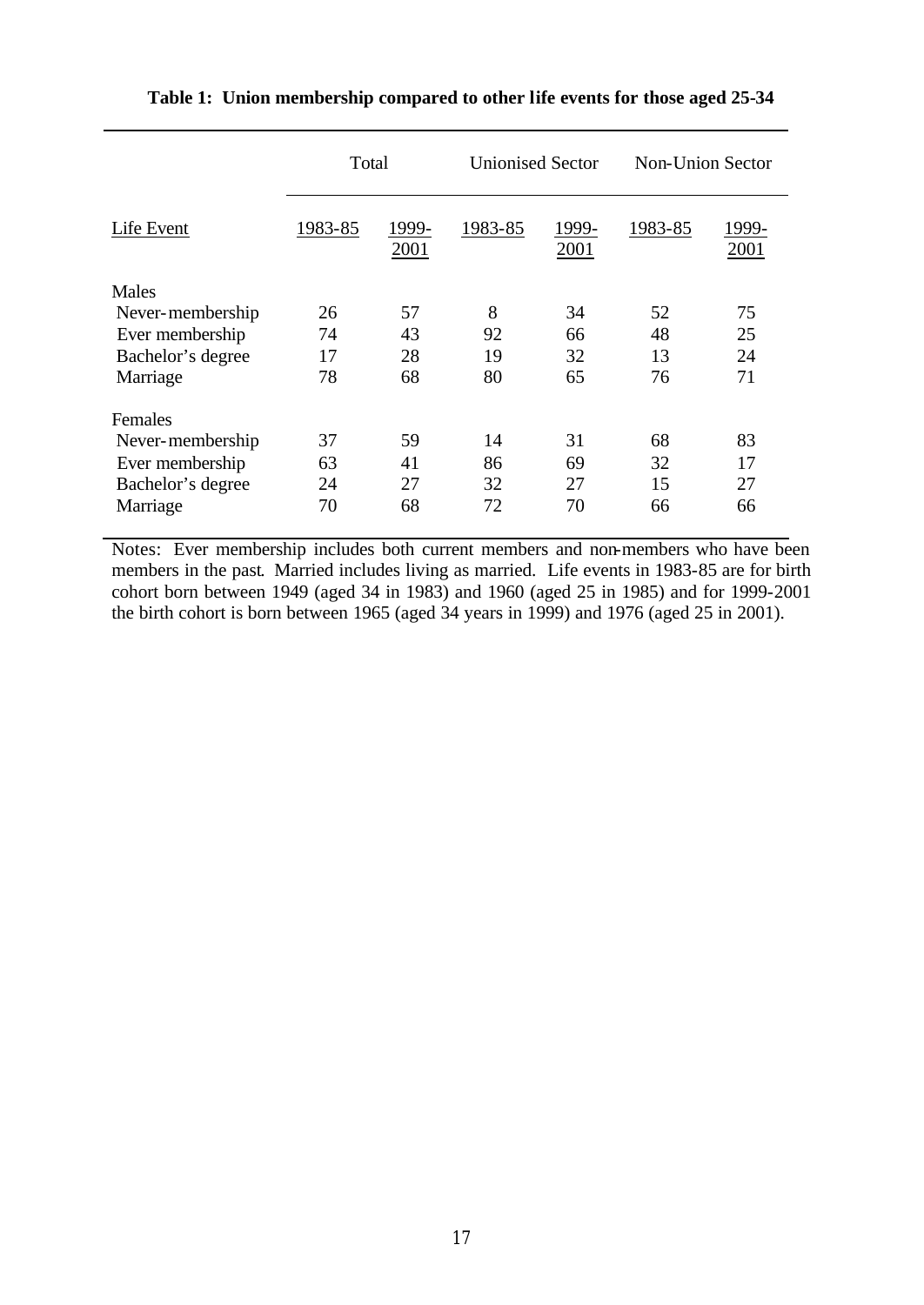**Table 1: Union membership compared to other life events for those aged 25-34**

| | Total | | Unionised Sector | | Non-Union Sector | |
|---|---|---|---|---|---|---|
| Life Event | 1983-85 | 1999-2001 | 1983-85 | 1999-2001 | 1983-85 | 1999-2001 |
| Males | | | | | | |
| Never-membership | 26 | 57 | 8 | 34 | 52 | 75 |
| Ever membership | 74 | 43 | 92 | 66 | 48 | 25 |
| Bachelor's degree | 17 | 28 | 19 | 32 | 13 | 24 |
| Marriage | 78 | 68 | 80 | 65 | 76 | 71 |
| Females | | | | | | |
| Never-membership | 37 | 59 | 14 | 31 | 68 | 83 |
| Ever membership | 63 | 41 | 86 | 69 | 32 | 17 |
| Bachelor's degree | 24 | 27 | 32 | 27 | 15 | 27 |
| Marriage | 70 | 68 | 72 | 70 | 66 | 66 |

Notes: Ever membership includes both current members and non-members who have been members in the past. Married includes living as married. Life events in 1983-85 are for birth cohort born between 1949 (aged 34 in 1983) and 1960 (aged 25 in 1985) and for 1999-2001 the birth cohort is born between 1965 (aged 34 years in 1999) and 1976 (aged 25 in 2001).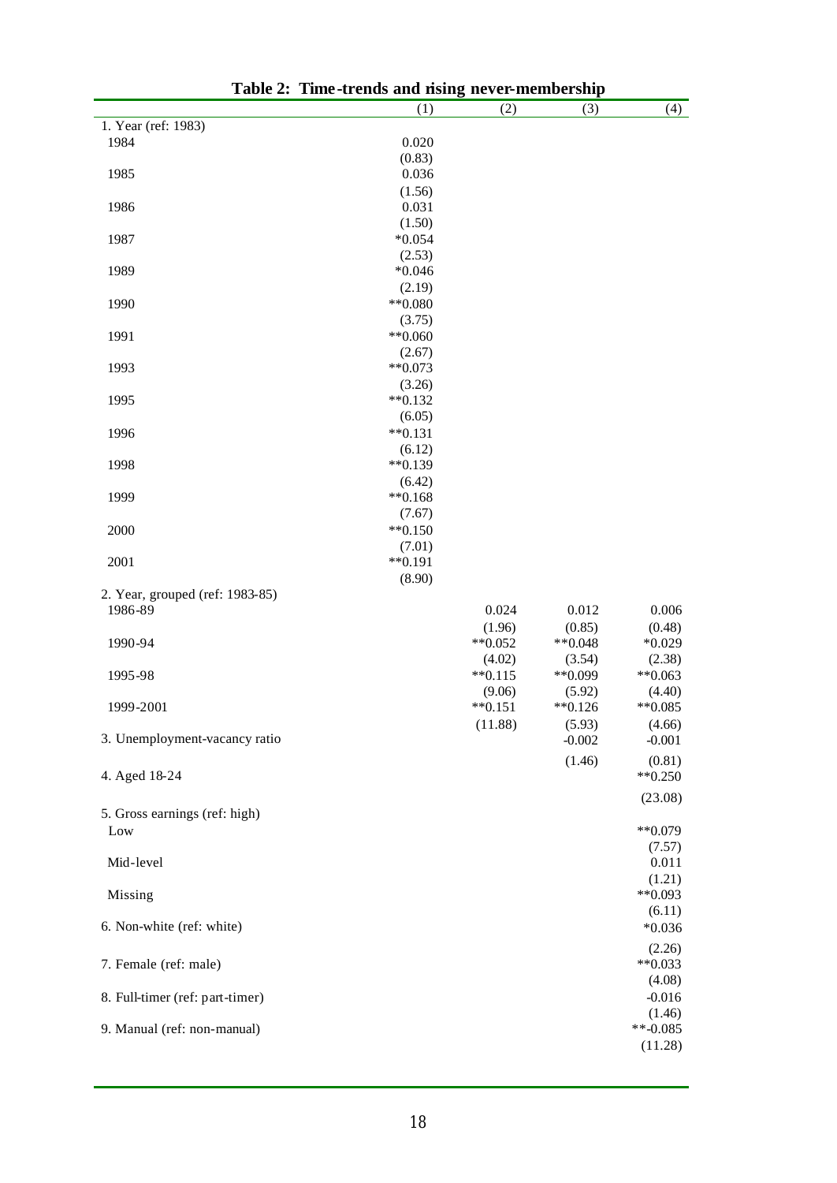**Table 2: Time-trends and rising never-membership**

| | (1) | (2) | (3) | (4) |
|---|---|---|---|---|
| 1. Year (ref: 1983) | | | | |
| 1984 | 0.020 | | | |
| | (0.83) | | | |
| 1985 | 0.036 | | | |
| | (1.56) | | | |
| 1986 | 0.031 | | | |
| | (1.50) | | | |
| 1987 | *0.054 | | | |
| | (2.53) | | | |
| 1989 | *0.046 | | | |
| | (2.19) | | | |
| 1990 | **0.080 | | | |
| | (3.75) | | | |
| 1991 | **0.060 | | | |
| | (2.67) | | | |
| 1993 | **0.073 | | | |
| | (3.26) | | | |
| 1995 | **0.132 | | | |
| | (6.05) | | | |
| 1996 | **0.131 | | | |
| | (6.12) | | | |
| 1998 | **0.139 | | | |
| | (6.42) | | | |
| 1999 | **0.168 | | | |
| | (7.67) | | | |
| 2000 | **0.150 | | | |
| | (7.01) | | | |
| 2001 | **0.191 | | | |
| | (8.90) | | | |
| 2. Year, grouped (ref: 1983-85) | | | | |
| 1986-89 | | 0.024 | 0.012 | 0.006 |
| | | (1.96) | (0.85) | (0.48) |
| 1990-94 | | **0.052 | **0.048 | *0.029 |
| | | (4.02) | (3.54) | (2.38) |
| 1995-98 | | **0.115 | **0.099 | **0.063 |
| | | (9.06) | (5.92) | (4.40) |
| 1999-2001 | | **0.151 | **0.126 | **0.085 |
| | | (11.88) | (5.93) | (4.66) |
| 3. Unemployment-vacancy ratio | | | -0.002 | -0.001 |
| | | | (1.46) | (0.81) |
| 4. Aged 18-24 | | | | **0.250 |
| | | | | (23.08) |
| 5. Gross earnings (ref: high) | | | | |
| Low | | | | **0.079 |
| | | | | (7.57) |
| Mid-level | | | | 0.011 |
| | | | | (1.21) |
| Missing | | | | **0.093 |
| | | | | (6.11) |
| 6. Non-white (ref: white) | | | | *0.036 |
| | | | | (2.26) |
| 7. Female (ref: male) | | | | **0.033 |
| | | | | (4.08) |
| 8. Full-timer (ref: part-timer) | | | | -0.016 |
| | | | | (1.46) |
| 9. Manual (ref: non-manual) | | | | **-0.085 |
| | | | | (11.28) |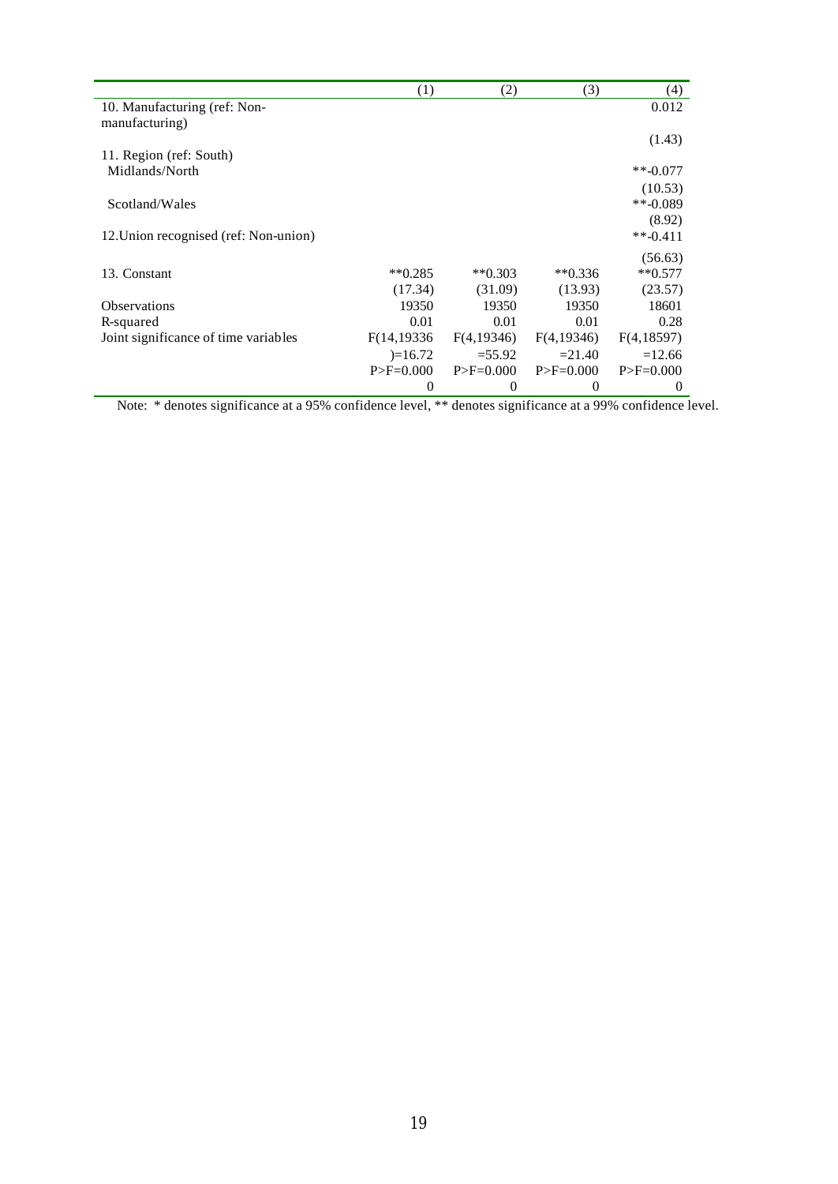| | (1) | (2) | (3) | (4) |
|---|---|---|---|---|
| 10. Manufacturing (ref: Non-manufacturing) | | | | 0.012 |
| | | | | (1.43) |
| 11. Region (ref: South) | | | | |
| Midlands/North | | | | **-0.077 |
| | | | | (10.53) |
| Scotland/Wales | | | | **-0.089 |
| | | | | (8.92) |
| 12.Union recognised (ref: Non-union) | | | | **-0.411 |
| | | | | (56.63) |
| 13. Constant | **0.285 | **0.303 | **0.336 | **0.577 |
| | (17.34) | (31.09) | (13.93) | (23.57) |
| Observations | 19350 | 19350 | 19350 | 18601 |
| R-squared | 0.01 | 0.01 | 0.01 | 0.28 |
| Joint significance of time variables | F(14,19336)=16.72 | F(4,19346)=55.92 | F(4,19346)=21.40 | F(4,18597)=12.66 |
| | P>F=0.000 | P>F=0.000 | P>F=0.000 | P>F=0.000 |
| | 0 | 0 | 0 | 0 |

Note: * denotes significance at a 95% confidence level, ** denotes significance at a 99% confidence level.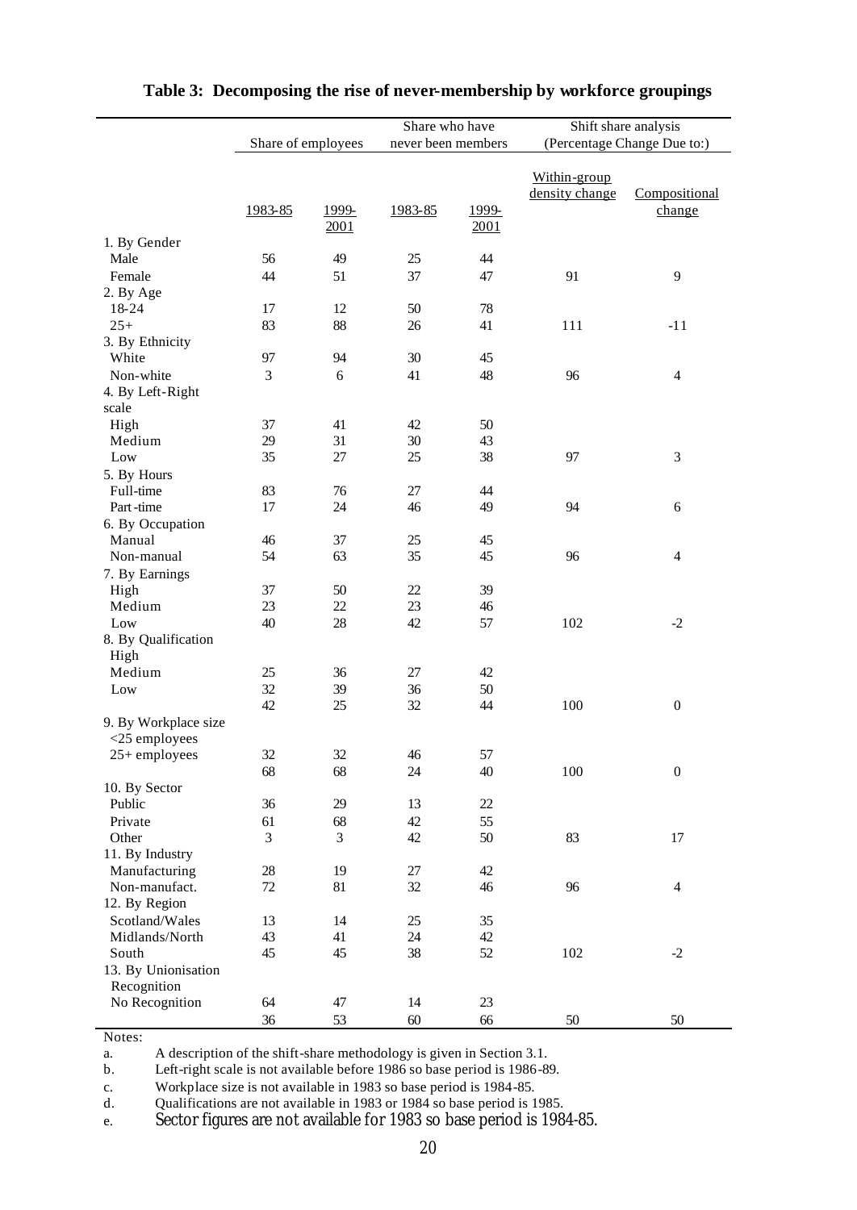**Table 3: Decomposing the rise of never-membership by workforce groupings**

| | Share of employees | | Share who have never been members | | Shift share analysis (Percentage Change Due to:) | |
|---|---|---|---|---|---|---|
| | 1983-85 | 1999-2001 | 1983-85 | 1999-2001 | Within-group density change | Compositional change |
| 1. By Gender | | | | | | |
| Male | 56 | 49 | 25 | 44 | | |
| Female | 44 | 51 | 37 | 47 | 91 | 9 |
| 2. By Age | | | | | | |
| 18-24 | 17 | 12 | 50 | 78 | | |
| 25+ | 83 | 88 | 26 | 41 | 111 | -11 |
| 3. By Ethnicity | | | | | | |
| White | 97 | 94 | 30 | 45 | | |
| Non-white | 3 | 6 | 41 | 48 | 96 | 4 |
| 4. By Left-Right scale | | | | | | |
| High | 37 | 41 | 42 | 50 | | |
| Medium | 29 | 31 | 30 | 43 | | |
| Low | 35 | 27 | 25 | 38 | 97 | 3 |
| 5. By Hours | | | | | | |
| Full-time | 83 | 76 | 27 | 44 | | |
| Part-time | 17 | 24 | 46 | 49 | 94 | 6 |
| 6. By Occupation | | | | | | |
| Manual | 46 | 37 | 25 | 45 | | |
| Non-manual | 54 | 63 | 35 | 45 | 96 | 4 |
| 7. By Earnings | | | | | | |
| High | 37 | 50 | 22 | 39 | | |
| Medium | 23 | 22 | 23 | 46 | | |
| Low | 40 | 28 | 42 | 57 | 102 | -2 |
| 8. By Qualification | | | | | | |
| High | | | | | | |
| Medium | 25 | 36 | 27 | 42 | | |
| Low | 32 | 39 | 36 | 50 | | |
| | 42 | 25 | 32 | 44 | 100 | 0 |
| 9. By Workplace size | | | | | | |
| <25 employees | | | | | | |
| 25+ employees | 32 | 32 | 46 | 57 | | |
| | 68 | 68 | 24 | 40 | 100 | 0 |
| 10. By Sector | | | | | | |
| Public | 36 | 29 | 13 | 22 | | |
| Private | 61 | 68 | 42 | 55 | | |
| Other | 3 | 3 | 42 | 50 | 83 | 17 |
| 11. By Industry | | | | | | |
| Manufacturing | 28 | 19 | 27 | 42 | | |
| Non-manufact. | 72 | 81 | 32 | 46 | 96 | 4 |
| 12. By Region | | | | | | |
| Scotland/Wales | 13 | 14 | 25 | 35 | | |
| Midlands/North | 43 | 41 | 24 | 42 | | |
| South | 45 | 45 | 38 | 52 | 102 | -2 |
| 13. By Unionisation | | | | | | |
| Recognition | | | | | | |
| No Recognition | 64 | 47 | 14 | 23 | | |
| | 36 | 53 | 60 | 66 | 50 | 50 |

Notes:

a. A description of the shift-share methodology is given in Section 3.1.

b. Left-right scale is not available before 1986 so base period is 1986-89.

c. Workplace size is not available in 1983 so base period is 1984-85.

d. Qualifications are not available in 1983 or 1984 so base period is 1985.

e. Sector figures are not available for 1983 so base period is 1984-85.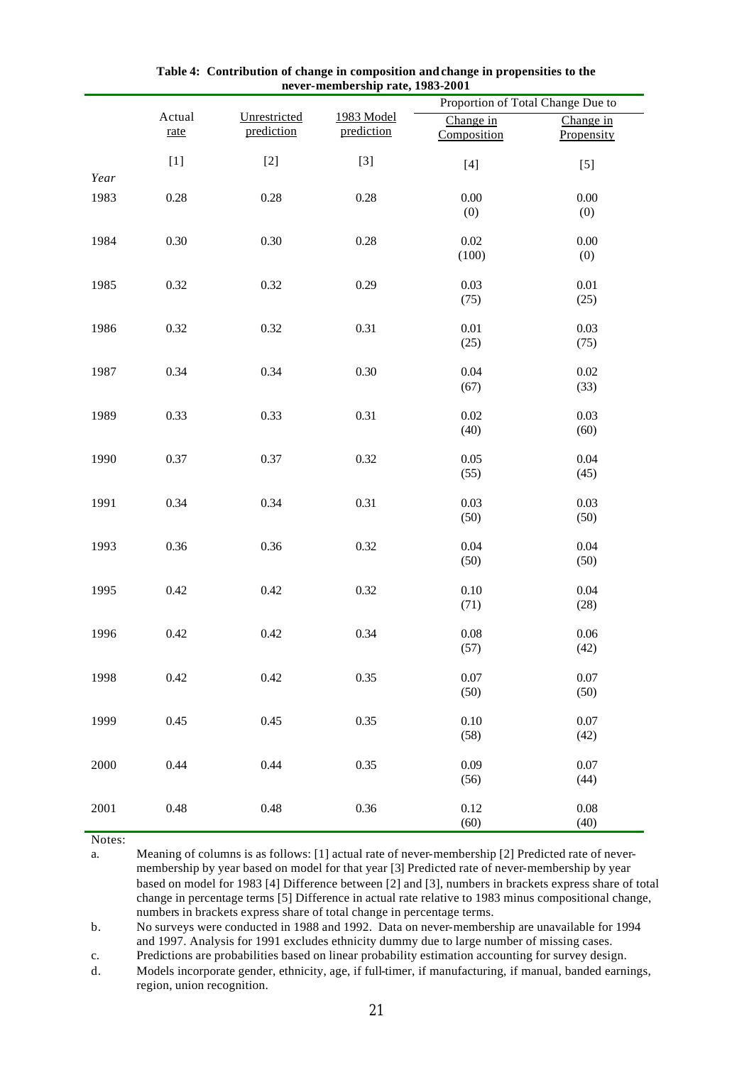**Table 4: Contribution of change in composition and change in propensities to the never-membership rate, 1983-2001**

| | Actual rate | Unrestricted prediction | 1983 Model prediction | Proportion of Total Change Due to | |
|---|---|---|---|---|---|
| | | | | Change in Composition | Change in Propensity |
| | [1] | [2] | [3] | [4] | [5] |
| *Year* | | | | | |
| 1983 | 0.28 | 0.28 | 0.28 | 0.00<br>(0) | 0.00<br>(0) |
| 1984 | 0.30 | 0.30 | 0.28 | 0.02<br>(100) | 0.00<br>(0) |
| 1985 | 0.32 | 0.32 | 0.29 | 0.03<br>(75) | 0.01<br>(25) |
| 1986 | 0.32 | 0.32 | 0.31 | 0.01<br>(25) | 0.03<br>(75) |
| 1987 | 0.34 | 0.34 | 0.30 | 0.04<br>(67) | 0.02<br>(33) |
| 1989 | 0.33 | 0.33 | 0.31 | 0.02<br>(40) | 0.03<br>(60) |
| 1990 | 0.37 | 0.37 | 0.32 | 0.05<br>(55) | 0.04<br>(45) |
| 1991 | 0.34 | 0.34 | 0.31 | 0.03<br>(50) | 0.03<br>(50) |
| 1993 | 0.36 | 0.36 | 0.32 | 0.04<br>(50) | 0.04<br>(50) |
| 1995 | 0.42 | 0.42 | 0.32 | 0.10<br>(71) | 0.04<br>(28) |
| 1996 | 0.42 | 0.42 | 0.34 | 0.08<br>(57) | 0.06<br>(42) |
| 1998 | 0.42 | 0.42 | 0.35 | 0.07<br>(50) | 0.07<br>(50) |
| 1999 | 0.45 | 0.45 | 0.35 | 0.10<br>(58) | 0.07<br>(42) |
| 2000 | 0.44 | 0.44 | 0.35 | 0.09<br>(56) | 0.07<br>(44) |
| 2001 | 0.48 | 0.48 | 0.36 | 0.12<br>(60) | 0.08<br>(40) |

Notes:

a. Meaning of columns is as follows: [1] actual rate of never-membership [2] Predicted rate of never-membership by year based on model for that year [3] Predicted rate of never-membership by year based on model for 1983 [4] Difference between [2] and [3], numbers in brackets express share of total change in percentage terms [5] Difference in actual rate relative to 1983 minus compositional change, numbers in brackets express share of total change in percentage terms.

b. No surveys were conducted in 1988 and 1992. Data on never-membership are unavailable for 1994 and 1997. Analysis for 1991 excludes ethnicity dummy due to large number of missing cases.

c. Predictions are probabilities based on linear probability estimation accounting for survey design.

d. Models incorporate gender, ethnicity, age, if full-timer, if manufacturing, if manual, banded earnings, region, union recognition.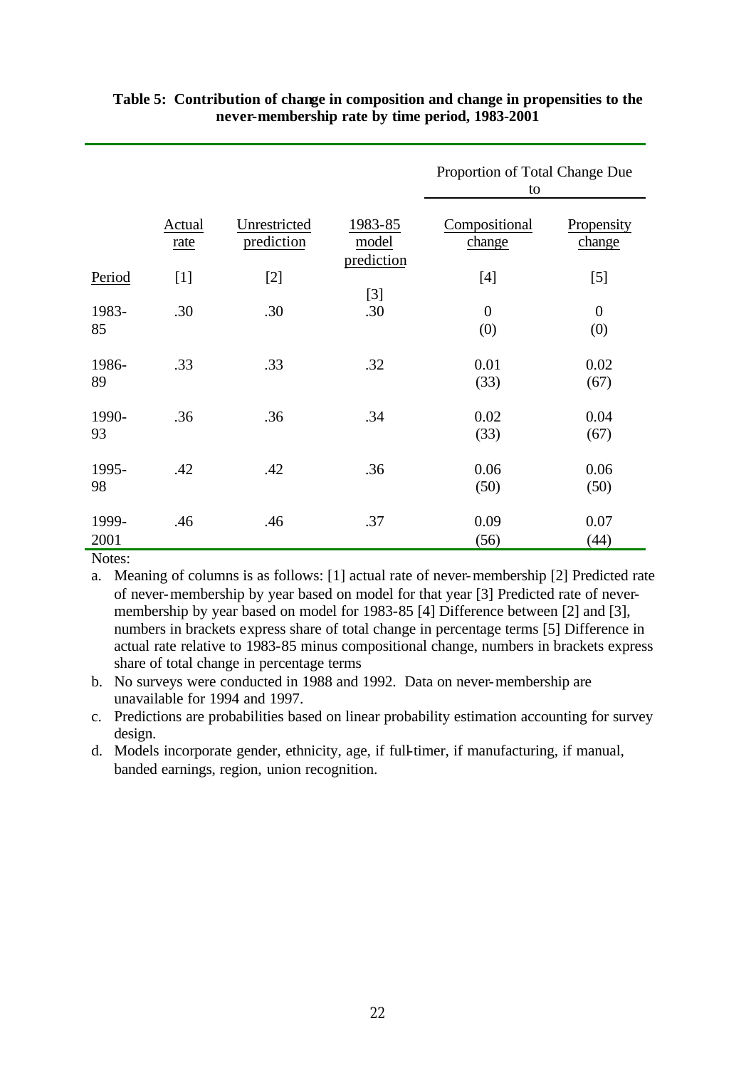**Table 5: Contribution of change in composition and change in propensities to the never-membership rate by time period, 1983-2001**

| | | | | Proportion of Total Change Due to | |
|---|---|---|---|---|---|
| Period | Actual rate [1] | Unrestricted prediction [2] | 1983-85 model prediction [3] | Compositional change [4] | Propensity change [5] |
| 1983-85 | .30 | .30 | .30 | 0 (0) | 0 (0) |
| 1986-89 | .33 | .33 | .32 | 0.01 (33) | 0.02 (67) |
| 1990-93 | .36 | .36 | .34 | 0.02 (33) | 0.04 (67) |
| 1995-98 | .42 | .42 | .36 | 0.06 (50) | 0.06 (50) |
| 1999-2001 | .46 | .46 | .37 | 0.09 (56) | 0.07 (44) |

Notes:

a. Meaning of columns is as follows: [1] actual rate of never-membership [2] Predicted rate of never-membership by year based on model for that year [3] Predicted rate of never-membership by year based on model for 1983-85 [4] Difference between [2] and [3], numbers in brackets express share of total change in percentage terms [5] Difference in actual rate relative to 1983-85 minus compositional change, numbers in brackets express share of total change in percentage terms

b. No surveys were conducted in 1988 and 1992. Data on never-membership are unavailable for 1994 and 1997.

c. Predictions are probabilities based on linear probability estimation accounting for survey design.

d. Models incorporate gender, ethnicity, age, if full-timer, if manufacturing, if manual, banded earnings, region, union recognition.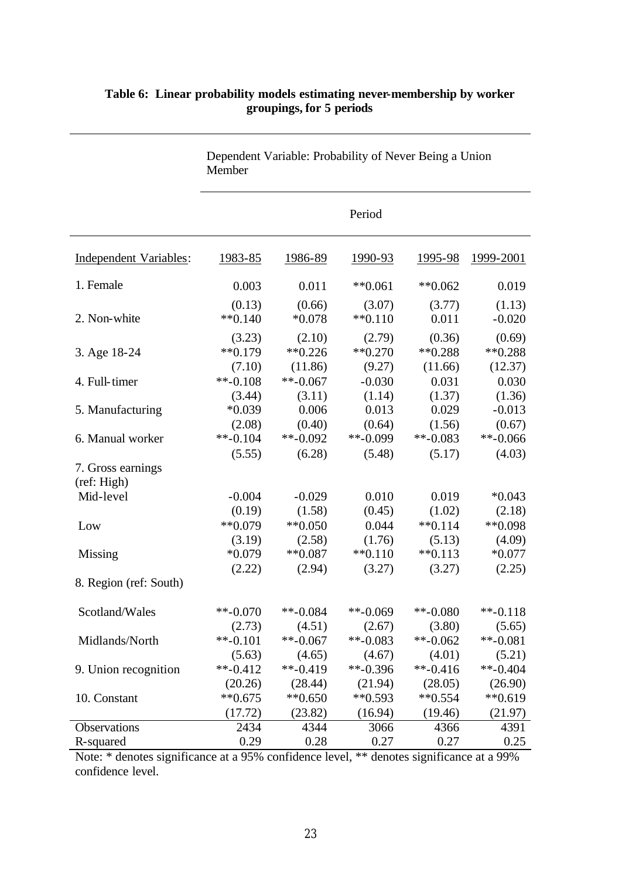**Table 6: Linear probability models estimating never-membership by worker groupings, for 5 periods**

| | Dependent Variable: Probability of Never Being a Union Member | | | | |
|---|---|---|---|---|---|
| | Period | | | | |
| Independent Variables: | 1983-85 | 1986-89 | 1990-93 | 1995-98 | 1999-2001 |
| 1. Female | 0.003 | 0.011 | **0.061 | **0.062 | 0.019 |
| | (0.13) | (0.66) | (3.07) | (3.77) | (1.13) |
| 2. Non-white | **0.140 | *0.078 | **0.110 | 0.011 | -0.020 |
| | (3.23) | (2.10) | (2.79) | (0.36) | (0.69) |
| 3. Age 18-24 | **0.179 | **0.226 | **0.270 | **0.288 | **0.288 |
| | (7.10) | (11.86) | (9.27) | (11.66) | (12.37) |
| 4. Full-timer | **-0.108 | **-0.067 | -0.030 | 0.031 | 0.030 |
| | (3.44) | (3.11) | (1.14) | (1.37) | (1.36) |
| 5. Manufacturing | *0.039 | 0.006 | 0.013 | 0.029 | -0.013 |
| | (2.08) | (0.40) | (0.64) | (1.56) | (0.67) |
| 6. Manual worker | **-0.104 | **-0.092 | **-0.099 | **-0.083 | **-0.066 |
| | (5.55) | (6.28) | (5.48) | (5.17) | (4.03) |
| 7. Gross earnings (ref: High) | | | | | |
| Mid-level | -0.004 | -0.029 | 0.010 | 0.019 | *0.043 |
| | (0.19) | (1.58) | (0.45) | (1.02) | (2.18) |
| Low | **0.079 | **0.050 | 0.044 | **0.114 | **0.098 |
| | (3.19) | (2.58) | (1.76) | (5.13) | (4.09) |
| Missing | *0.079 | **0.087 | **0.110 | **0.113 | *0.077 |
| | (2.22) | (2.94) | (3.27) | (3.27) | (2.25) |
| 8. Region (ref: South) | | | | | |
| Scotland/Wales | **-0.070 | **-0.084 | **-0.069 | **-0.080 | **-0.118 |
| | (2.73) | (4.51) | (2.67) | (3.80) | (5.65) |
| Midlands/North | **-0.101 | **-0.067 | **-0.083 | **-0.062 | **-0.081 |
| | (5.63) | (4.65) | (4.67) | (4.01) | (5.21) |
| 9. Union recognition | **-0.412 | **-0.419 | **-0.396 | **-0.416 | **-0.404 |
| | (20.26) | (28.44) | (21.94) | (28.05) | (26.90) |
| 10. Constant | **0.675 | **0.650 | **0.593 | **0.554 | **0.619 |
| | (17.72) | (23.82) | (16.94) | (19.46) | (21.97) |
| Observations | 2434 | 4344 | 3066 | 4366 | 4391 |
| R-squared | 0.29 | 0.28 | 0.27 | 0.27 | 0.25 |

Note: * denotes significance at a 95% confidence level, ** denotes significance at a 99% confidence level.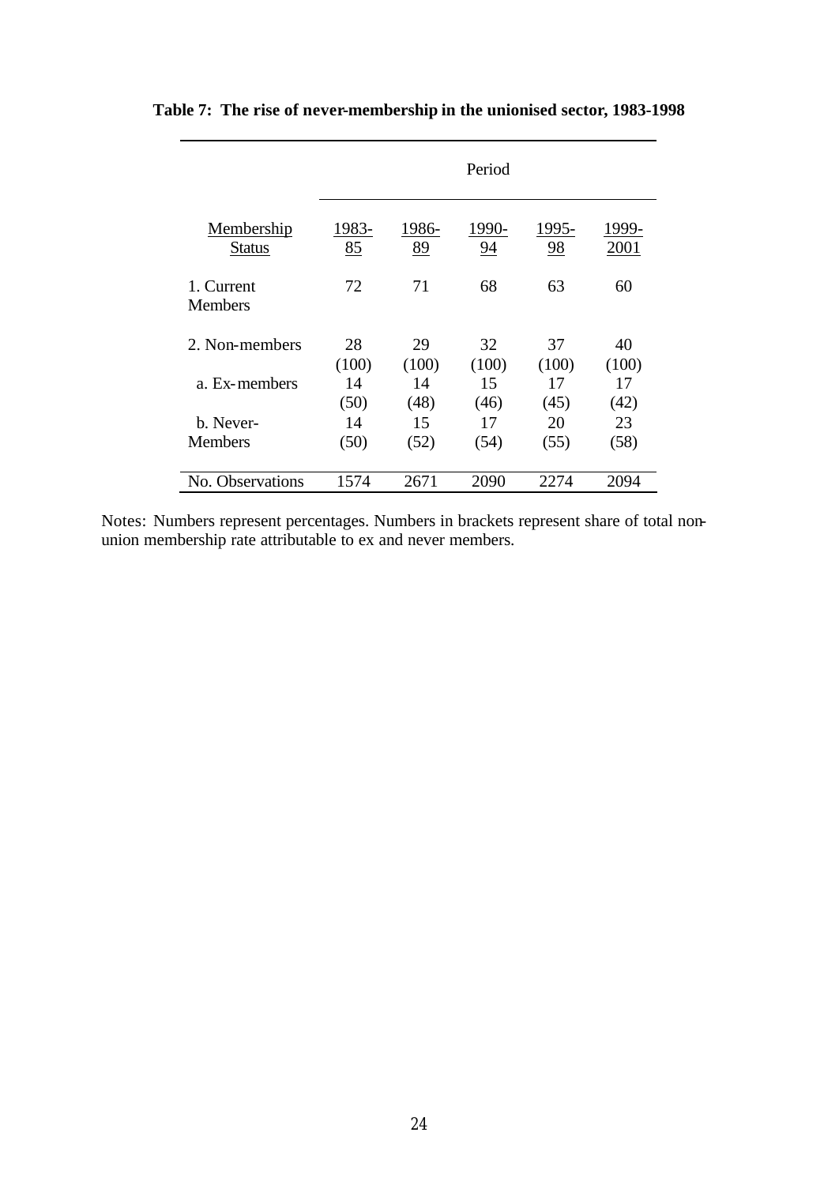**Table 7: The rise of never-membership in the unionised sector, 1983-1998**

| Membership Status | 1983-85 | 1986-89 | 1990-94 | 1995-98 | 1999-2001 |
|---|---|---|---|---|---|
| 1. Current Members | 72 | 71 | 68 | 63 | 60 |
| 2. Non-members | 28 (100) | 29 (100) | 32 (100) | 37 (100) | 40 (100) |
| a. Ex-members | 14 (50) | 14 (48) | 15 (46) | 17 (45) | 17 (42) |
| b. Never-Members | 14 (50) | 15 (52) | 17 (54) | 20 (55) | 23 (58) |
| No. Observations | 1574 | 2671 | 2090 | 2274 | 2094 |

Notes: Numbers represent percentages. Numbers in brackets represent share of total non-union membership rate attributable to ex and never members.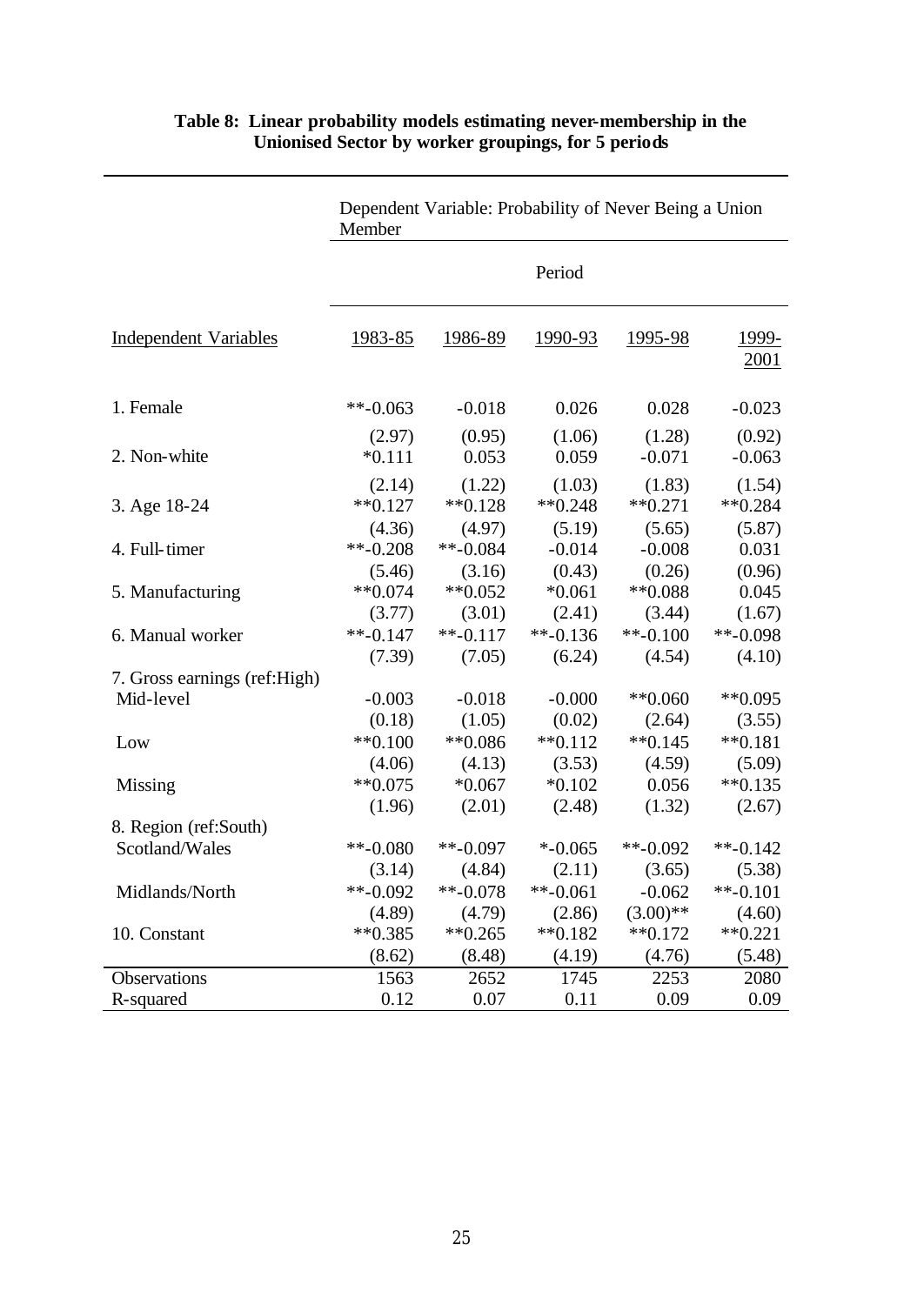**Table 8: Linear probability models estimating never-membership in the Unionised Sector by worker groupings, for 5 periods**

| | Dependent Variable: Probability of Never Being a Union Member | | | | |
|---|---|---|---|---|---|
| | Period | | | | |
| Independent Variables | 1983-85 | 1986-89 | 1990-93 | 1995-98 | 1999-2001 |
| 1. Female | **-0.063 | -0.018 | 0.026 | 0.028 | -0.023 |
| | (2.97) | (0.95) | (1.06) | (1.28) | (0.92) |
| 2. Non-white | *0.111 | 0.053 | 0.059 | -0.071 | -0.063 |
| | (2.14) | (1.22) | (1.03) | (1.83) | (1.54) |
| 3. Age 18-24 | **0.127 | **0.128 | **0.248 | **0.271 | **0.284 |
| | (4.36) | (4.97) | (5.19) | (5.65) | (5.87) |
| 4. Full-timer | **-0.208 | **-0.084 | -0.014 | -0.008 | 0.031 |
| | (5.46) | (3.16) | (0.43) | (0.26) | (0.96) |
| 5. Manufacturing | **0.074 | **0.052 | *0.061 | **0.088 | 0.045 |
| | (3.77) | (3.01) | (2.41) | (3.44) | (1.67) |
| 6. Manual worker | **-0.147 | **-0.117 | **-0.136 | **-0.100 | **-0.098 |
| | (7.39) | (7.05) | (6.24) | (4.54) | (4.10) |
| 7. Gross earnings (ref:High) | | | | | |
| Mid-level | -0.003 | -0.018 | -0.000 | **0.060 | **0.095 |
| | (0.18) | (1.05) | (0.02) | (2.64) | (3.55) |
| Low | **0.100 | **0.086 | **0.112 | **0.145 | **0.181 |
| | (4.06) | (4.13) | (3.53) | (4.59) | (5.09) |
| Missing | **0.075 | *0.067 | *0.102 | 0.056 | **0.135 |
| | (1.96) | (2.01) | (2.48) | (1.32) | (2.67) |
| 8. Region (ref:South) | | | | | |
| Scotland/Wales | **-0.080 | **-0.097 | *-0.065 | **-0.092 | **-0.142 |
| | (3.14) | (4.84) | (2.11) | (3.65) | (5.38) |
| Midlands/North | **-0.092 | **-0.078 | **-0.061 | -0.062 | **-0.101 |
| | (4.89) | (4.79) | (2.86) | (3.00)** | (4.60) |
| 10. Constant | **0.385 | **0.265 | **0.182 | **0.172 | **0.221 |
| | (8.62) | (8.48) | (4.19) | (4.76) | (5.48) |
| Observations | 1563 | 2652 | 1745 | 2253 | 2080 |
| R-squared | 0.12 | 0.07 | 0.11 | 0.09 | 0.09 |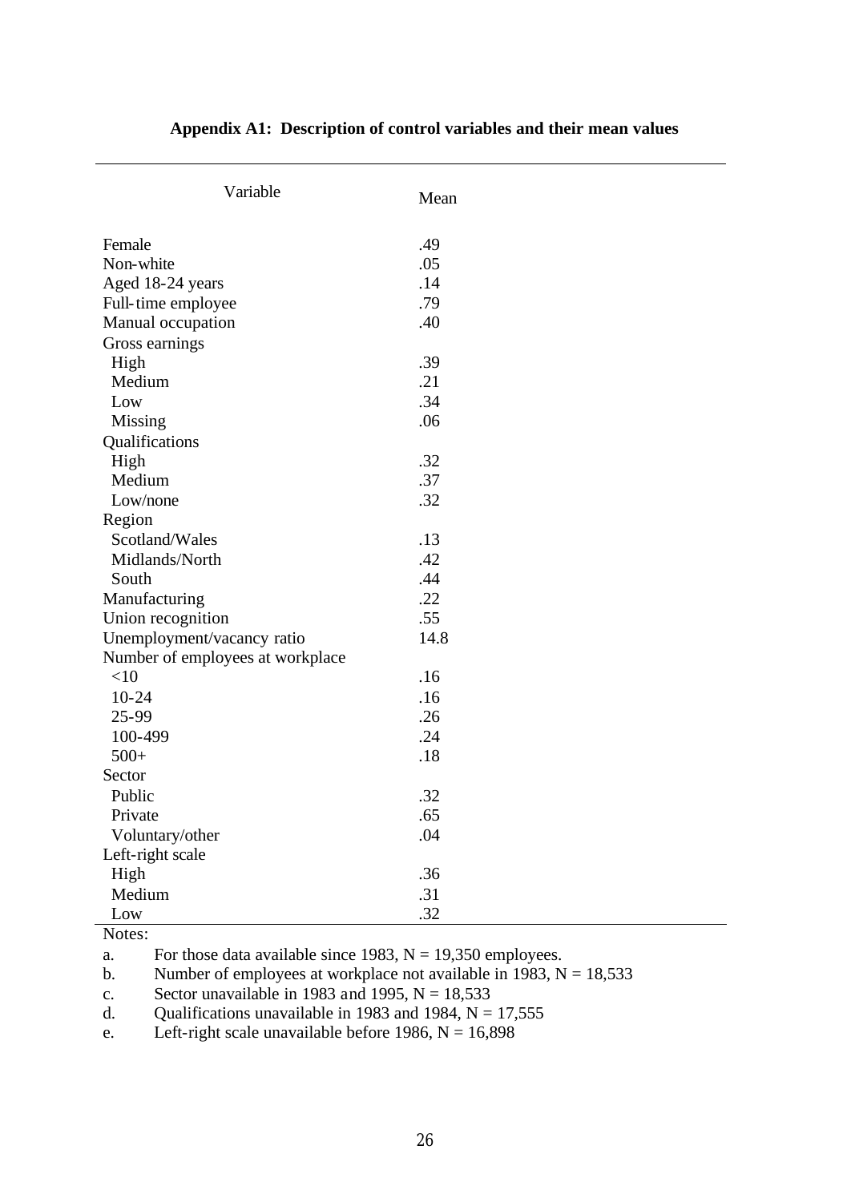**Appendix A1: Description of control variables and their mean values**

| Variable | Mean |
|---|---|
| Female | .49 |
| Non-white | .05 |
| Aged 18-24 years | .14 |
| Full-time employee | .79 |
| Manual occupation | .40 |
| Gross earnings | |
| High | .39 |
| Medium | .21 |
| Low | .34 |
| Missing | .06 |
| Qualifications | |
| High | .32 |
| Medium | .37 |
| Low/none | .32 |
| Region | |
| Scotland/Wales | .13 |
| Midlands/North | .42 |
| South | .44 |
| Manufacturing | .22 |
| Union recognition | .55 |
| Unemployment/vacancy ratio | 14.8 |
| Number of employees at workplace | |
| <10 | .16 |
| 10-24 | .16 |
| 25-99 | .26 |
| 100-499 | .24 |
| 500+ | .18 |
| Sector | |
| Public | .32 |
| Private | .65 |
| Voluntary/other | .04 |
| Left-right scale | |
| High | .36 |
| Medium | .31 |
| Low | .32 |

Notes:

a. For those data available since 1983, N = 19,350 employees.

b. Number of employees at workplace not available in 1983, N = 18,533

c. Sector unavailable in 1983 and 1995, N = 18,533

d. Qualifications unavailable in 1983 and 1984, N = 17,555

e. Left-right scale unavailable before 1986, N = 16,898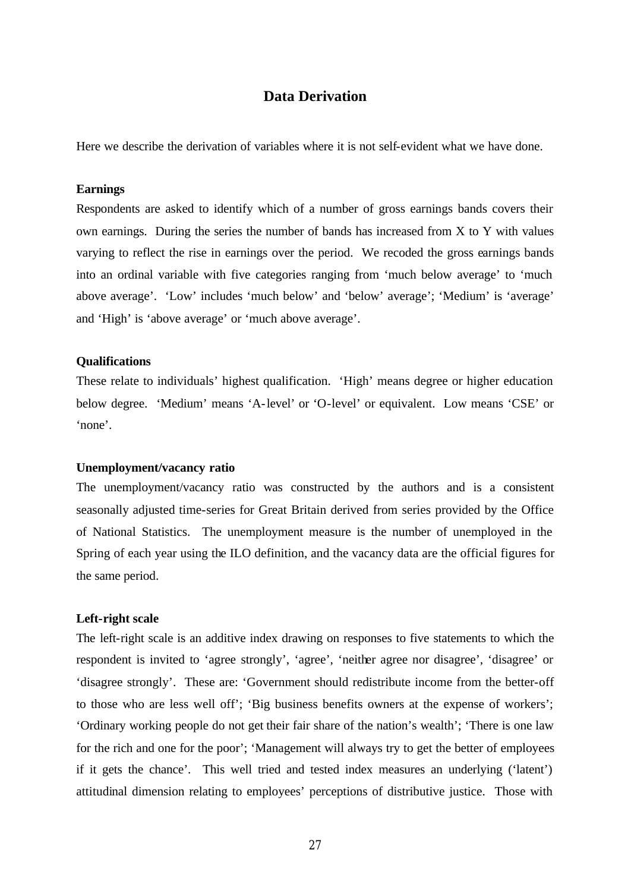## Data Derivation

Here we describe the derivation of variables where it is not self-evident what we have done.

**Earnings**

Respondents are asked to identify which of a number of gross earnings bands covers their own earnings. During the series the number of bands has increased from X to Y with values varying to reflect the rise in earnings over the period. We recoded the gross earnings bands into an ordinal variable with five categories ranging from 'much below average' to 'much above average'. 'Low' includes 'much below' and 'below' average'; 'Medium' is 'average' and 'High' is 'above average' or 'much above average'.

**Qualifications**

These relate to individuals' highest qualification. 'High' means degree or higher education below degree. 'Medium' means 'A-level' or 'O-level' or equivalent. Low means 'CSE' or 'none'.

**Unemployment/vacancy ratio**

The unemployment/vacancy ratio was constructed by the authors and is a consistent seasonally adjusted time-series for Great Britain derived from series provided by the Office of National Statistics. The unemployment measure is the number of unemployed in the Spring of each year using the ILO definition, and the vacancy data are the official figures for the same period.

**Left-right scale**

The left-right scale is an additive index drawing on responses to five statements to which the respondent is invited to 'agree strongly', 'agree', 'neither agree nor disagree', 'disagree' or 'disagree strongly'. These are: 'Government should redistribute income from the better-off to those who are less well off'; 'Big business benefits owners at the expense of workers'; 'Ordinary working people do not get their fair share of the nation's wealth'; 'There is one law for the rich and one for the poor'; 'Management will always try to get the better of employees if it gets the chance'. This well tried and tested index measures an underlying ('latent') attitudinal dimension relating to employees' perceptions of distributive justice. Those with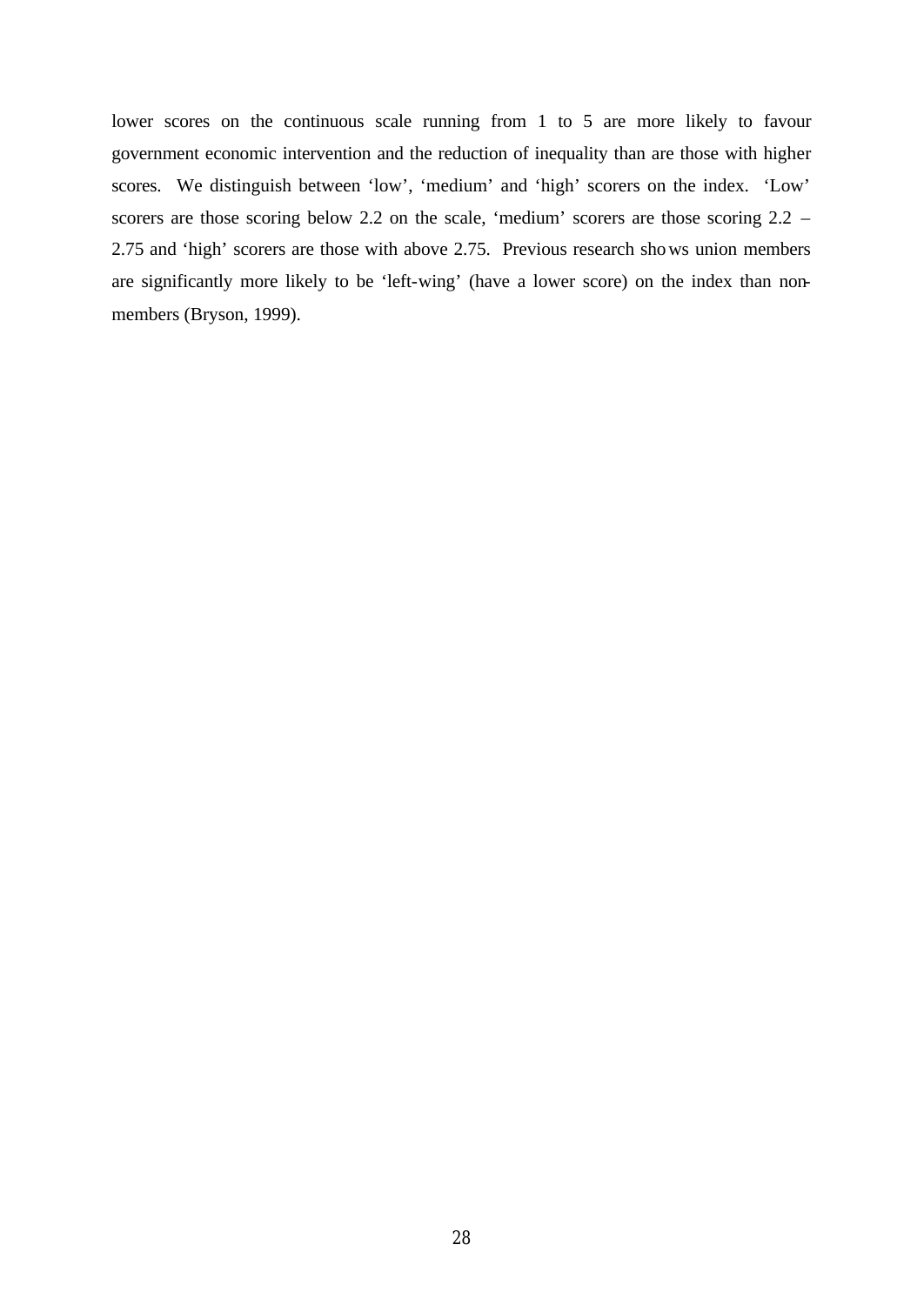lower scores on the continuous scale running from 1 to 5 are more likely to favour government economic intervention and the reduction of inequality than are those with higher scores. We distinguish between 'low', 'medium' and 'high' scorers on the index. 'Low' scorers are those scoring below 2.2 on the scale, 'medium' scorers are those scoring 2.2 – 2.75 and 'high' scorers are those with above 2.75. Previous research shows union members are significantly more likely to be 'left-wing' (have a lower score) on the index than non-members (Bryson, 1999).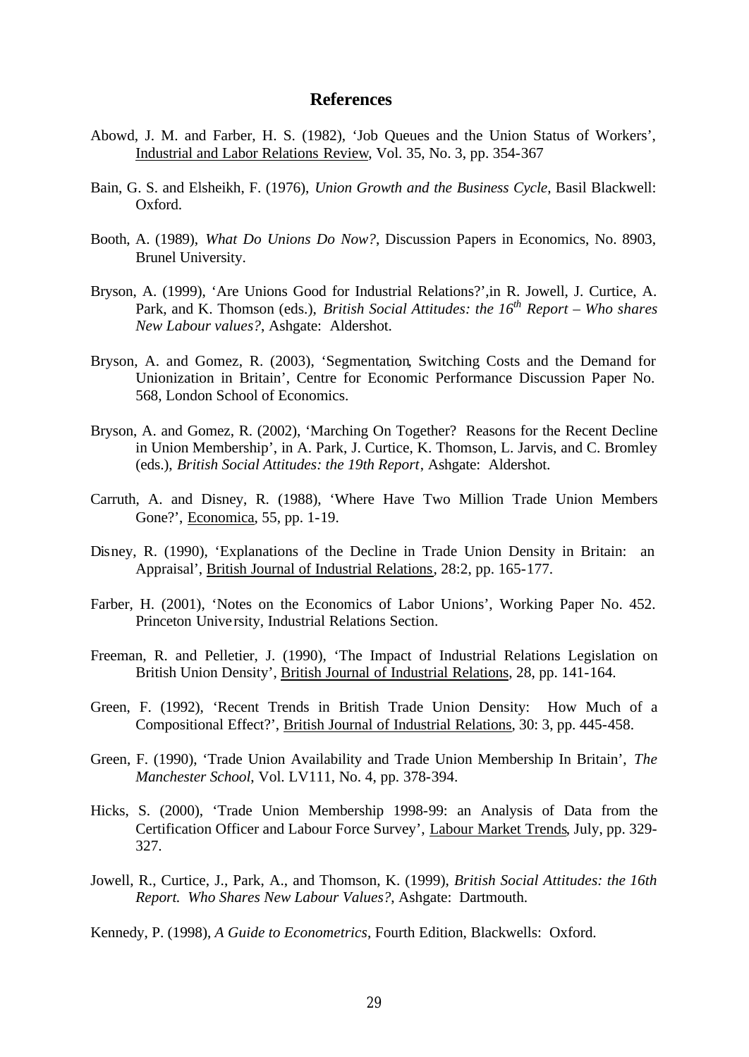## References

Abowd, J. M. and Farber, H. S. (1982), 'Job Queues and the Union Status of Workers', Industrial and Labor Relations Review, Vol. 35, No. 3, pp. 354-367

Bain, G. S. and Elsheikh, F. (1976), *Union Growth and the Business Cycle*, Basil Blackwell: Oxford.

Booth, A. (1989), *What Do Unions Do Now?*, Discussion Papers in Economics, No. 8903, Brunel University.

Bryson, A. (1999), 'Are Unions Good for Industrial Relations?',in R. Jowell, J. Curtice, A. Park, and K. Thomson (eds.), *British Social Attitudes: the 16th Report – Who shares New Labour values?*, Ashgate: Aldershot.

Bryson, A. and Gomez, R. (2003), 'Segmentation, Switching Costs and the Demand for Unionization in Britain', Centre for Economic Performance Discussion Paper No. 568, London School of Economics.

Bryson, A. and Gomez, R. (2002), 'Marching On Together? Reasons for the Recent Decline in Union Membership', in A. Park, J. Curtice, K. Thomson, L. Jarvis, and C. Bromley (eds.), *British Social Attitudes: the 19th Report*, Ashgate: Aldershot.

Carruth, A. and Disney, R. (1988), 'Where Have Two Million Trade Union Members Gone?', Economica, 55, pp. 1-19.

Disney, R. (1990), 'Explanations of the Decline in Trade Union Density in Britain: an Appraisal', British Journal of Industrial Relations, 28:2, pp. 165-177.

Farber, H. (2001), 'Notes on the Economics of Labor Unions', Working Paper No. 452. Princeton University, Industrial Relations Section.

Freeman, R. and Pelletier, J. (1990), 'The Impact of Industrial Relations Legislation on British Union Density', British Journal of Industrial Relations, 28, pp. 141-164.

Green, F. (1992), 'Recent Trends in British Trade Union Density: How Much of a Compositional Effect?', British Journal of Industrial Relations, 30: 3, pp. 445-458.

Green, F. (1990), 'Trade Union Availability and Trade Union Membership In Britain', *The Manchester School*, Vol. LV111, No. 4, pp. 378-394.

Hicks, S. (2000), 'Trade Union Membership 1998-99: an Analysis of Data from the Certification Officer and Labour Force Survey', Labour Market Trends, July, pp. 329-327.

Jowell, R., Curtice, J., Park, A., and Thomson, K. (1999), *British Social Attitudes: the 16th Report. Who Shares New Labour Values?*, Ashgate: Dartmouth.

Kennedy, P. (1998), *A Guide to Econometrics*, Fourth Edition, Blackwells: Oxford.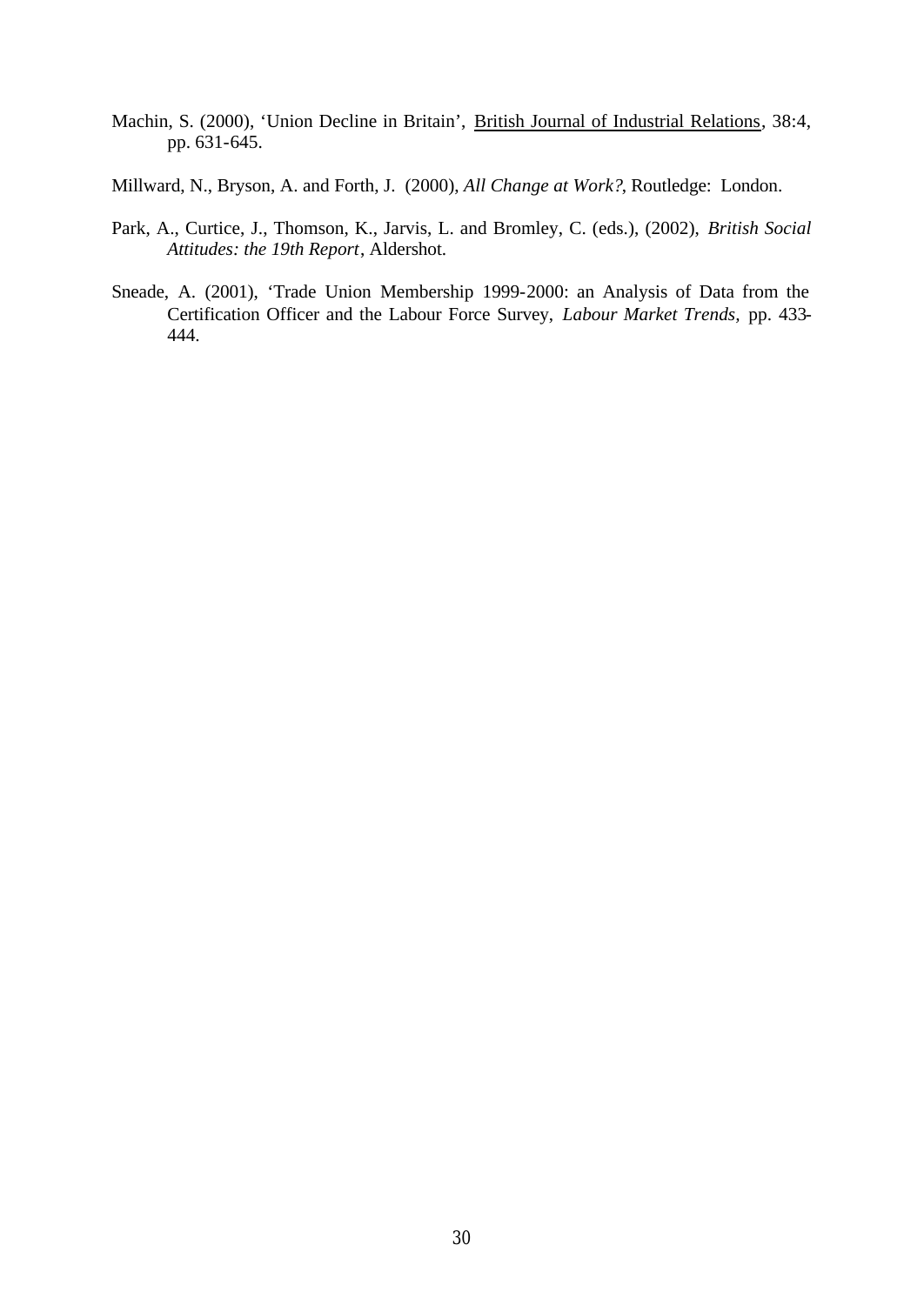Machin, S. (2000), 'Union Decline in Britain', British Journal of Industrial Relations, 38:4, pp. 631-645.

Millward, N., Bryson, A. and Forth, J. (2000), *All Change at Work?*, Routledge: London.

Park, A., Curtice, J., Thomson, K., Jarvis, L. and Bromley, C. (eds.), (2002), *British Social Attitudes: the 19th Report*, Aldershot.

Sneade, A. (2001), 'Trade Union Membership 1999-2000: an Analysis of Data from the Certification Officer and the Labour Force Survey, *Labour Market Trends,* pp. 433-444.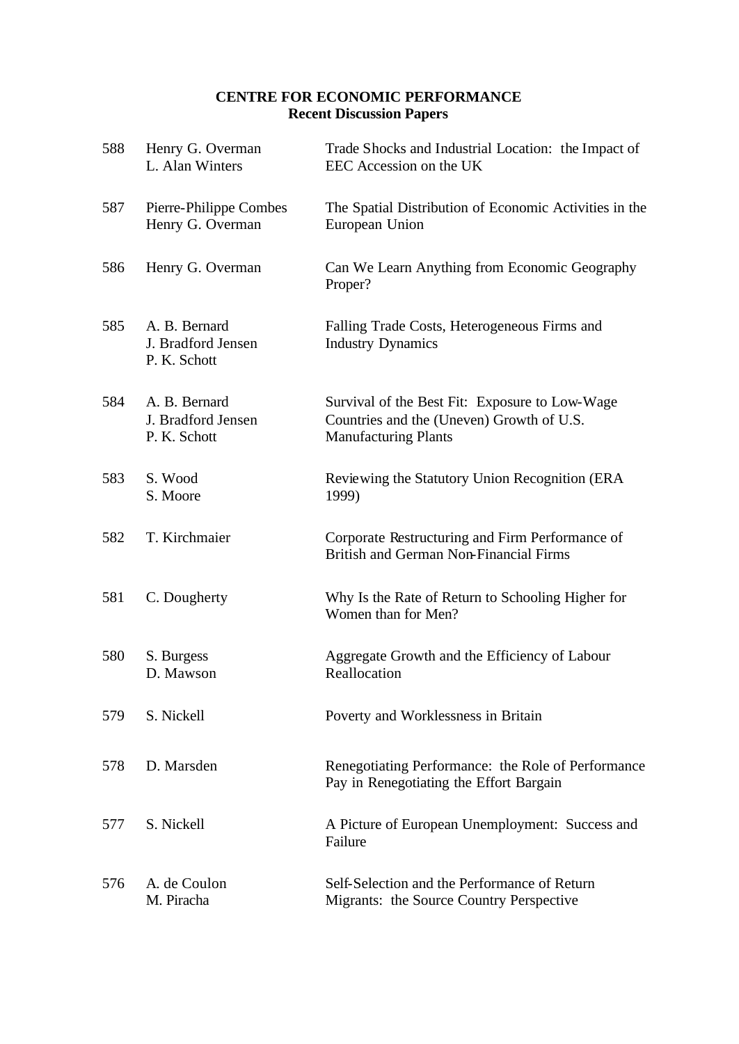**CENTRE FOR ECONOMIC PERFORMANCE**
**Recent Discussion Papers**

| | | |
|---|---|---|
| 588 | Henry G. Overman<br>L. Alan Winters | Trade Shocks and Industrial Location: the Impact of EEC Accession on the UK |
| 587 | Pierre-Philippe Combes<br>Henry G. Overman | The Spatial Distribution of Economic Activities in the European Union |
| 586 | Henry G. Overman | Can We Learn Anything from Economic Geography Proper? |
| 585 | A. B. Bernard<br>J. Bradford Jensen<br>P. K. Schott | Falling Trade Costs, Heterogeneous Firms and Industry Dynamics |
| 584 | A. B. Bernard<br>J. Bradford Jensen<br>P. K. Schott | Survival of the Best Fit: Exposure to Low-Wage Countries and the (Uneven) Growth of U.S. Manufacturing Plants |
| 583 | S. Wood<br>S. Moore | Reviewing the Statutory Union Recognition (ERA 1999) |
| 582 | T. Kirchmaier | Corporate Restructuring and Firm Performance of British and German Non-Financial Firms |
| 581 | C. Dougherty | Why Is the Rate of Return to Schooling Higher for Women than for Men? |
| 580 | S. Burgess<br>D. Mawson | Aggregate Growth and the Efficiency of Labour Reallocation |
| 579 | S. Nickell | Poverty and Worklessness in Britain |
| 578 | D. Marsden | Renegotiating Performance: the Role of Performance Pay in Renegotiating the Effort Bargain |
| 577 | S. Nickell | A Picture of European Unemployment: Success and Failure |
| 576 | A. de Coulon<br>M. Piracha | Self-Selection and the Performance of Return Migrants: the Source Country Perspective |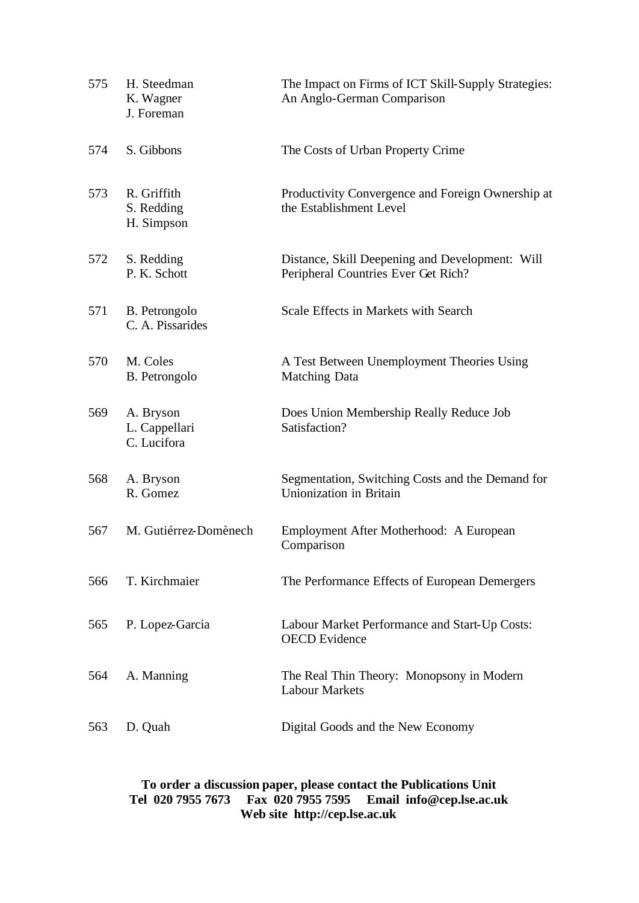| | | |
|---|---|---|
| 575 | H. Steedman<br>K. Wagner<br>J. Foreman | The Impact on Firms of ICT Skill-Supply Strategies: An Anglo-German Comparison |
| 574 | S. Gibbons | The Costs of Urban Property Crime |
| 573 | R. Griffith<br>S. Redding<br>H. Simpson | Productivity Convergence and Foreign Ownership at the Establishment Level |
| 572 | S. Redding<br>P. K. Schott | Distance, Skill Deepening and Development: Will Peripheral Countries Ever Get Rich? |
| 571 | B. Petrongolo<br>C. A. Pissarides | Scale Effects in Markets with Search |
| 570 | M. Coles<br>B. Petrongolo | A Test Between Unemployment Theories Using Matching Data |
| 569 | A. Bryson<br>L. Cappellari<br>C. Lucifora | Does Union Membership Really Reduce Job Satisfaction? |
| 568 | A. Bryson<br>R. Gomez | Segmentation, Switching Costs and the Demand for Unionization in Britain |
| 567 | M. Gutiérrez-Domènech | Employment After Motherhood: A European Comparison |
| 566 | T. Kirchmaier | The Performance Effects of European Demergers |
| 565 | P. Lopez-Garcia | Labour Market Performance and Start-Up Costs: OECD Evidence |
| 564 | A. Manning | The Real Thin Theory: Monopsony in Modern Labour Markets |
| 563 | D. Quah | Digital Goods and the New Economy |

**To order a discussion paper, please contact the Publications Unit**
**Tel 020 7955 7673 Fax 020 7955 7595 Email info@cep.lse.ac.uk**
**Web site http://cep.lse.ac.uk**